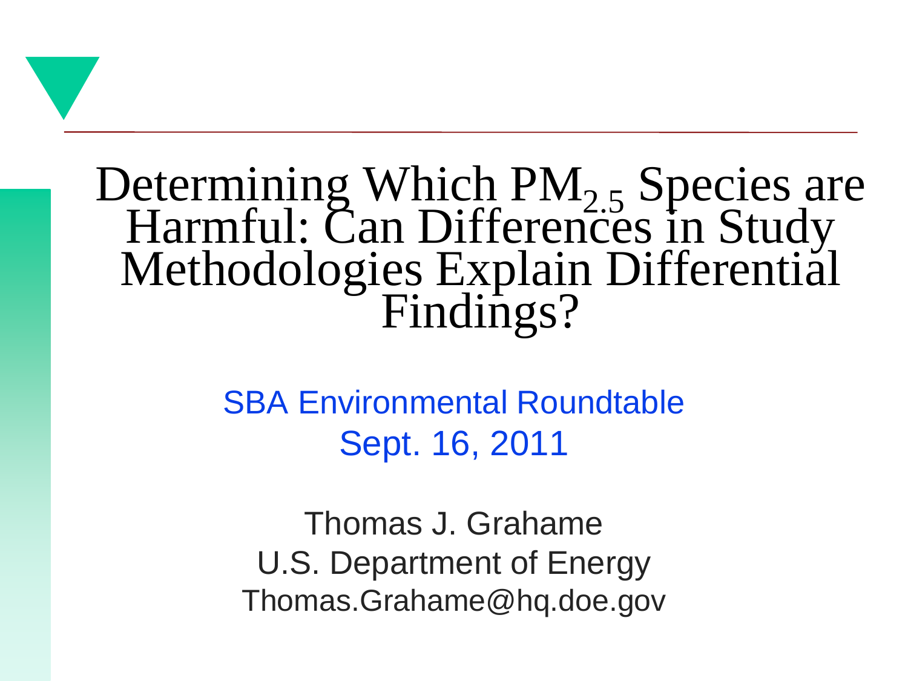# Determining Which $PM_{2.5}$ Species are Harmful: Can Differences in Study Methodologies Explain Differential Findings?

SBA Environmental Roundtable
Sept. 16, 2011

Thomas J. Grahame
U.S. Department of Energy
Thomas.Grahame@hq.doe.gov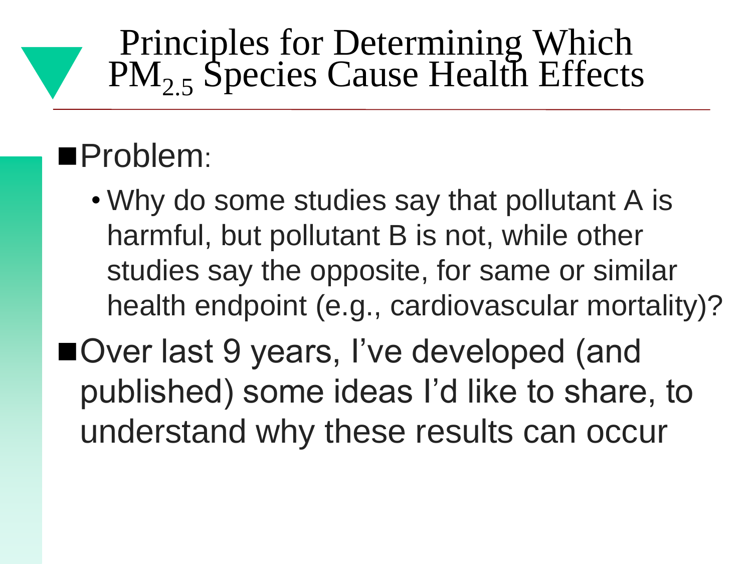# Principles for Determining Which $PM_{2.5}$ Species Cause Health Effects

- Problem:
  - Why do some studies say that pollutant A is harmful, but pollutant B is not, while other studies say the opposite, for same or similar health endpoint (e.g., cardiovascular mortality)?
- Over last 9 years, I've developed (and published) some ideas I'd like to share, to understand why these results can occur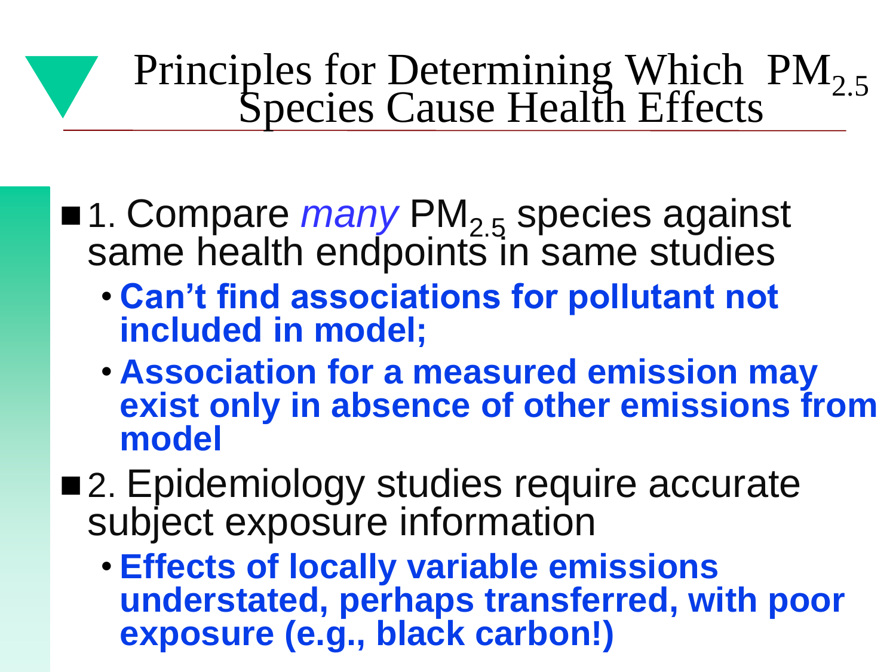# Principles for Determining Which $PM_{2.5}$ Species Cause Health Effects

- 1. Compare *many* $PM_{2.5}$ species against same health endpoints in same studies
  - **Can't find associations for pollutant not included in model;**
  - **Association for a measured emission may exist only in absence of other emissions from model**
- 2. Epidemiology studies require accurate subject exposure information
  - **Effects of locally variable emissions understated, perhaps transferred, with poor exposure (e.g., black carbon!)**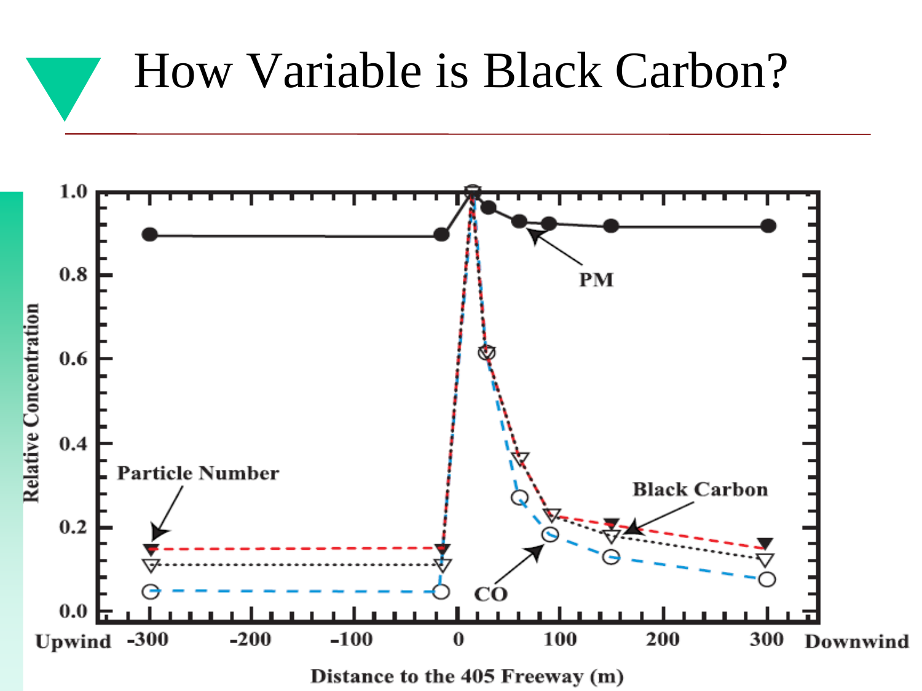# How Variable is Black Carbon?

Relative Concentration

1.0, 0.8, 0.6, 0.4, 0.2, 0.0

PM

Particle Number

Black Carbon

CO

Upwind -300 -200 -100 0 100 200 300 Downwind

Distance to the 405 Freeway (m)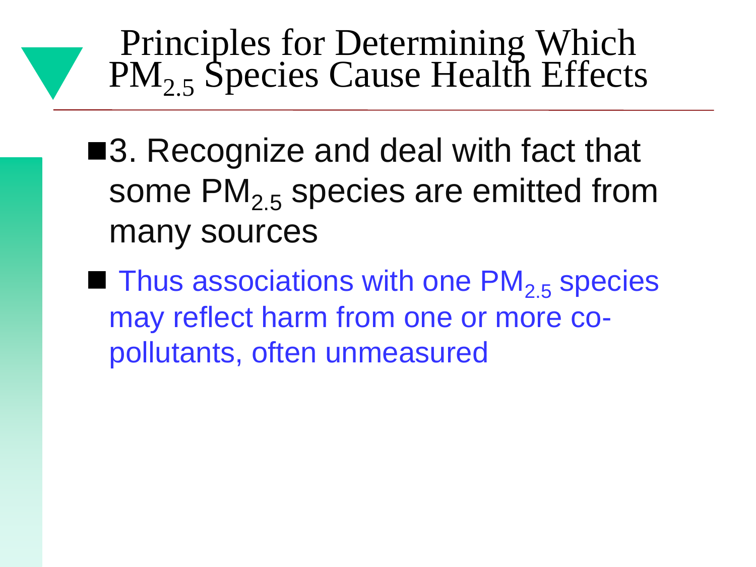# Principles for Determining Which $PM_{2.5}$ Species Cause Health Effects

- 3. Recognize and deal with fact that some $PM_{2.5}$ species are emitted from many sources
- Thus associations with one $PM_{2.5}$ species may reflect harm from one or more co-pollutants, often unmeasured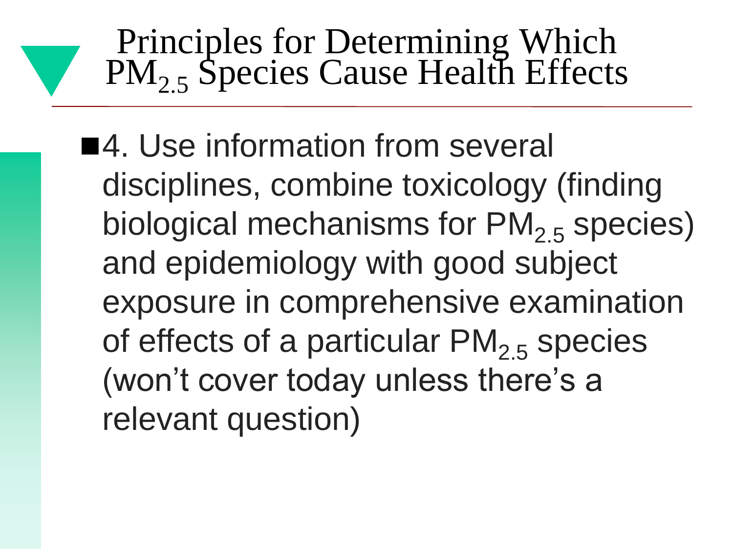# Principles for Determining Which $PM_{2.5}$ Species Cause Health Effects

- 4. Use information from several disciplines, combine toxicology (finding biological mechanisms for $PM_{2.5}$ species) and epidemiology with good subject exposure in comprehensive examination of effects of a particular $PM_{2.5}$ species (won't cover today unless there's a relevant question)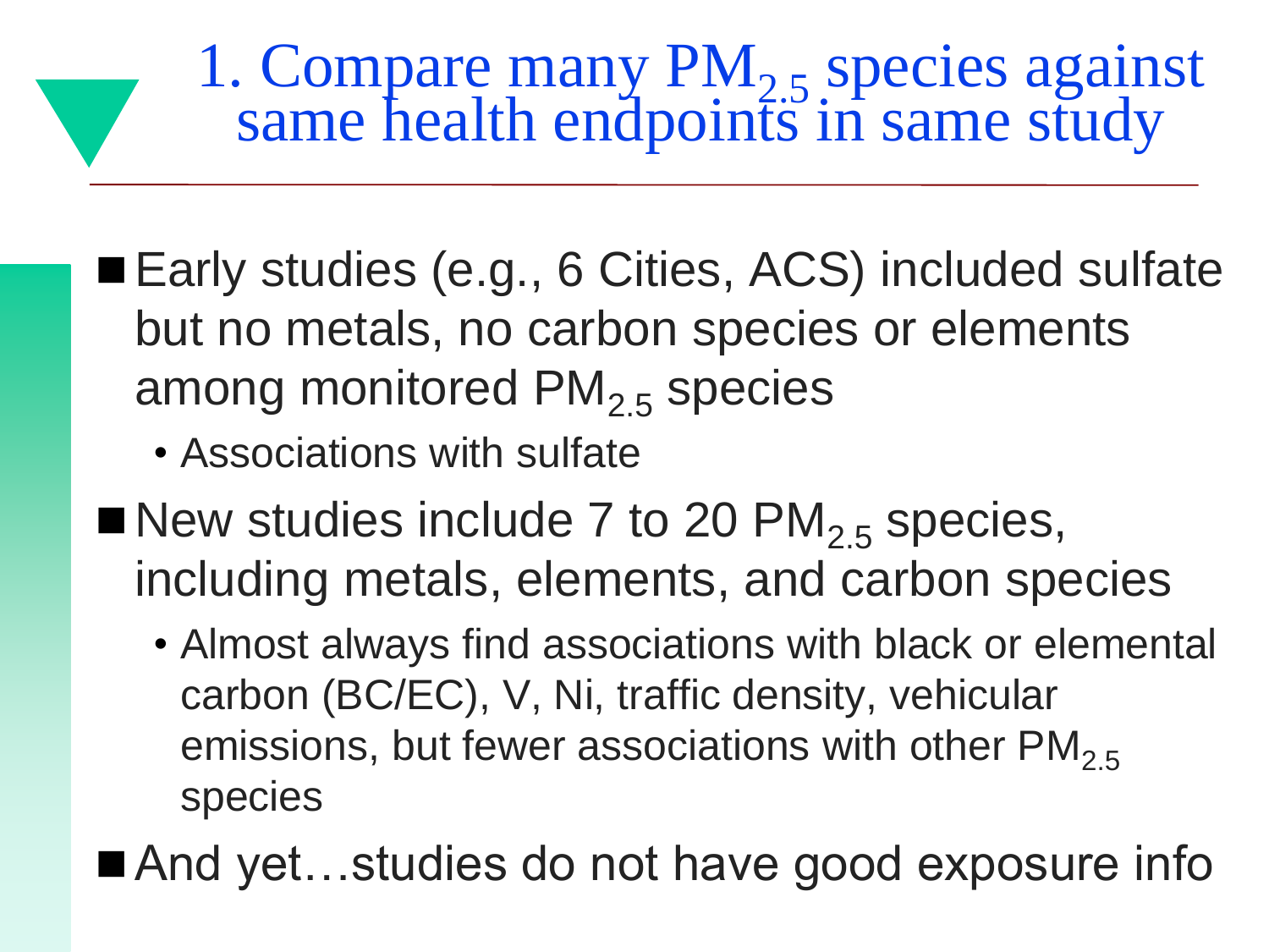# 1. Compare many $PM_{2.5}$ species against same health endpoints in same study

- Early studies (e.g., 6 Cities, ACS) included sulfate but no metals, no carbon species or elements among monitored $PM_{2.5}$ species
  - Associations with sulfate
- New studies include 7 to 20 $PM_{2.5}$ species, including metals, elements, and carbon species
  - Almost always find associations with black or elemental carbon (BC/EC), V, Ni, traffic density, vehicular emissions, but fewer associations with other $PM_{2.5}$ species
- And yet…studies do not have good exposure info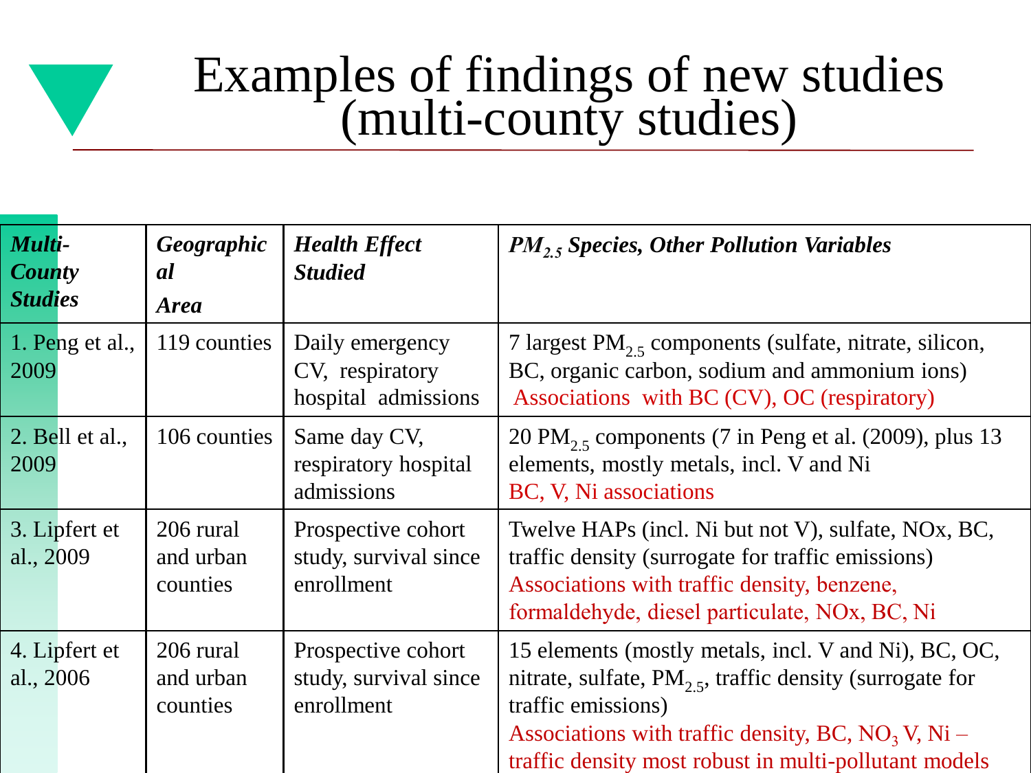# Examples of findings of new studies (multi-county studies)

| ***Multi-County Studies*** | ***Geographical Area*** | ***Health Effect Studied*** | ***$PM_{2.5}$ Species, Other Pollution Variables*** |
|---|---|---|---|
| 1. Peng et al., 2009 | 119 counties | Daily emergency CV, respiratory hospital admissions | 7 largest $PM_{2.5}$ components (sulfate, nitrate, silicon, BC, organic carbon, sodium and ammonium ions) Associations with BC (CV), OC (respiratory) |
| 2. Bell et al., 2009 | 106 counties | Same day CV, respiratory hospital admissions | 20 $PM_{2.5}$ components (7 in Peng et al. (2009), plus 13 elements, mostly metals, incl. V and Ni BC, V, Ni associations |
| 3. Lipfert et al., 2009 | 206 rural and urban counties | Prospective cohort study, survival since enrollment | Twelve HAPs (incl. Ni but not V), sulfate, NOx, BC, traffic density (surrogate for traffic emissions) Associations with traffic density, benzene, formaldehyde, diesel particulate, NOx, BC, Ni |
| 4. Lipfert et al., 2006 | 206 rural and urban counties | Prospective cohort study, survival since enrollment | 15 elements (mostly metals, incl. V and Ni), BC, OC, nitrate, sulfate, $PM_{2.5}$, traffic density (surrogate for traffic emissions) Associations with traffic density, BC, $NO_3$ V, Ni – traffic density most robust in multi-pollutant models |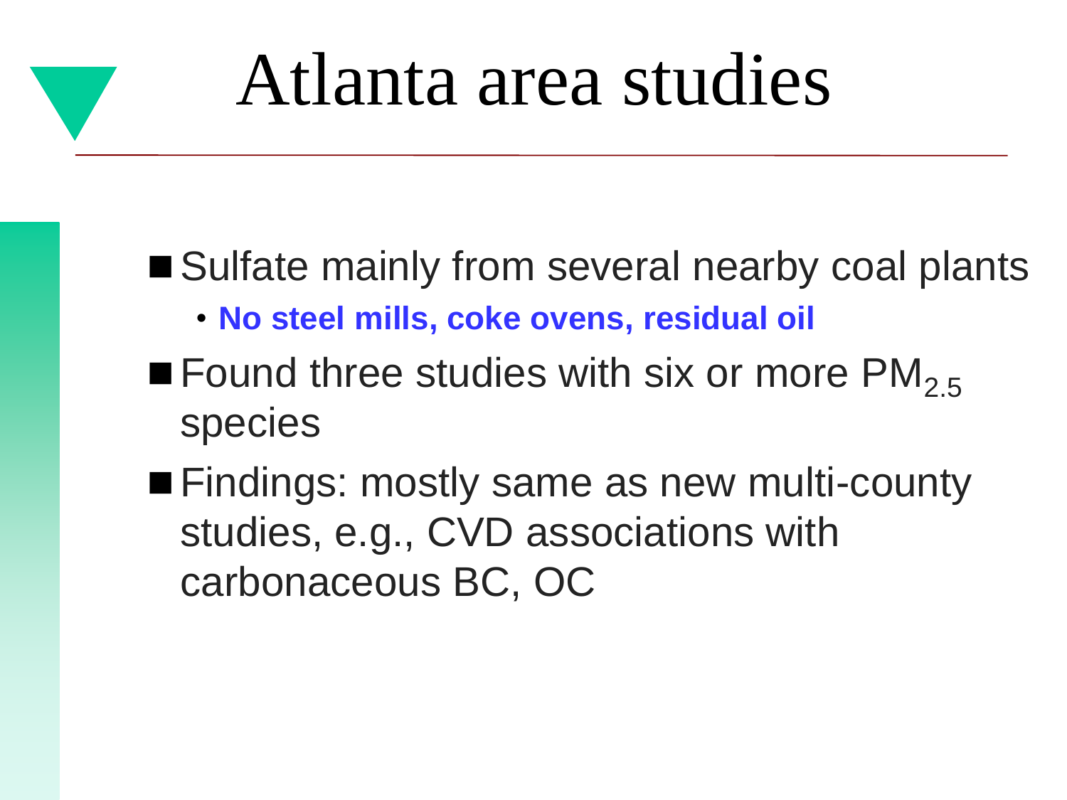# Atlanta area studies

- Sulfate mainly from several nearby coal plants
  - **No steel mills, coke ovens, residual oil**
- Found three studies with six or more $PM_{2.5}$ species
- Findings: mostly same as new multi-county studies, e.g., CVD associations with carbonaceous BC, OC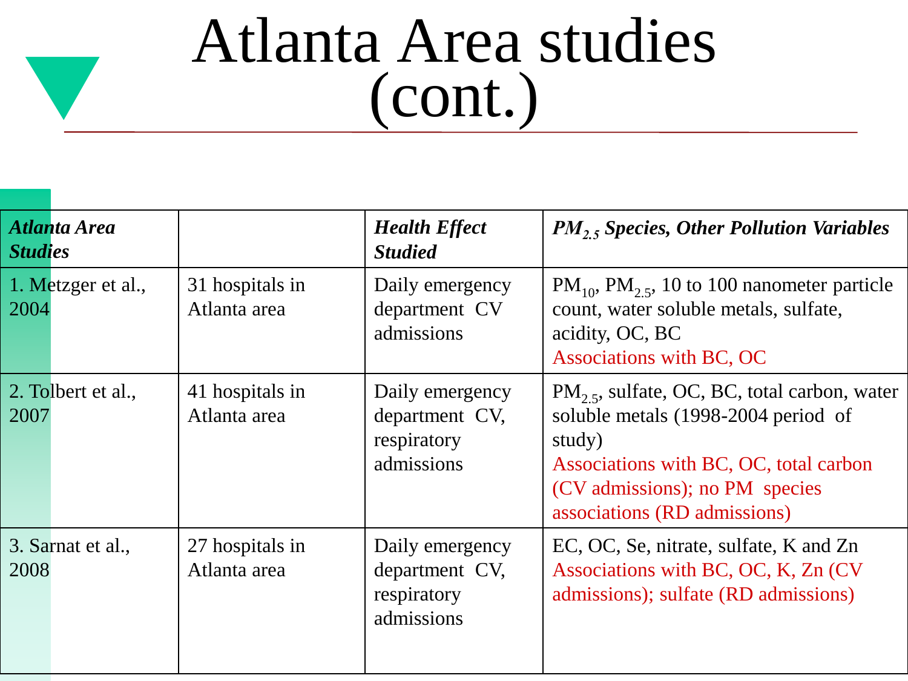# Atlanta Area studies (cont.)

| ***Atlanta Area Studies*** | | ***Health Effect Studied*** | ***$PM_{2.5}$ Species, Other Pollution Variables*** |
|---|---|---|---|
| 1. Metzger et al., 2004 | 31 hospitals in Atlanta area | Daily emergency department CV admissions | $PM_{10}$, $PM_{2.5}$, 10 to 100 nanometer particle count, water soluble metals, sulfate, acidity, OC, BC<br>Associations with BC, OC |
| 2. Tolbert et al., 2007 | 41 hospitals in Atlanta area | Daily emergency department CV, respiratory admissions | $PM_{2.5}$, sulfate, OC, BC, total carbon, water soluble metals (1998-2004 period of study)<br>Associations with BC, OC, total carbon (CV admissions); no PM species associations (RD admissions) |
| 3. Sarnat et al., 2008 | 27 hospitals in Atlanta area | Daily emergency department CV, respiratory admissions | EC, OC, Se, nitrate, sulfate, K and Zn<br>Associations with BC, OC, K, Zn (CV admissions); sulfate (RD admissions) |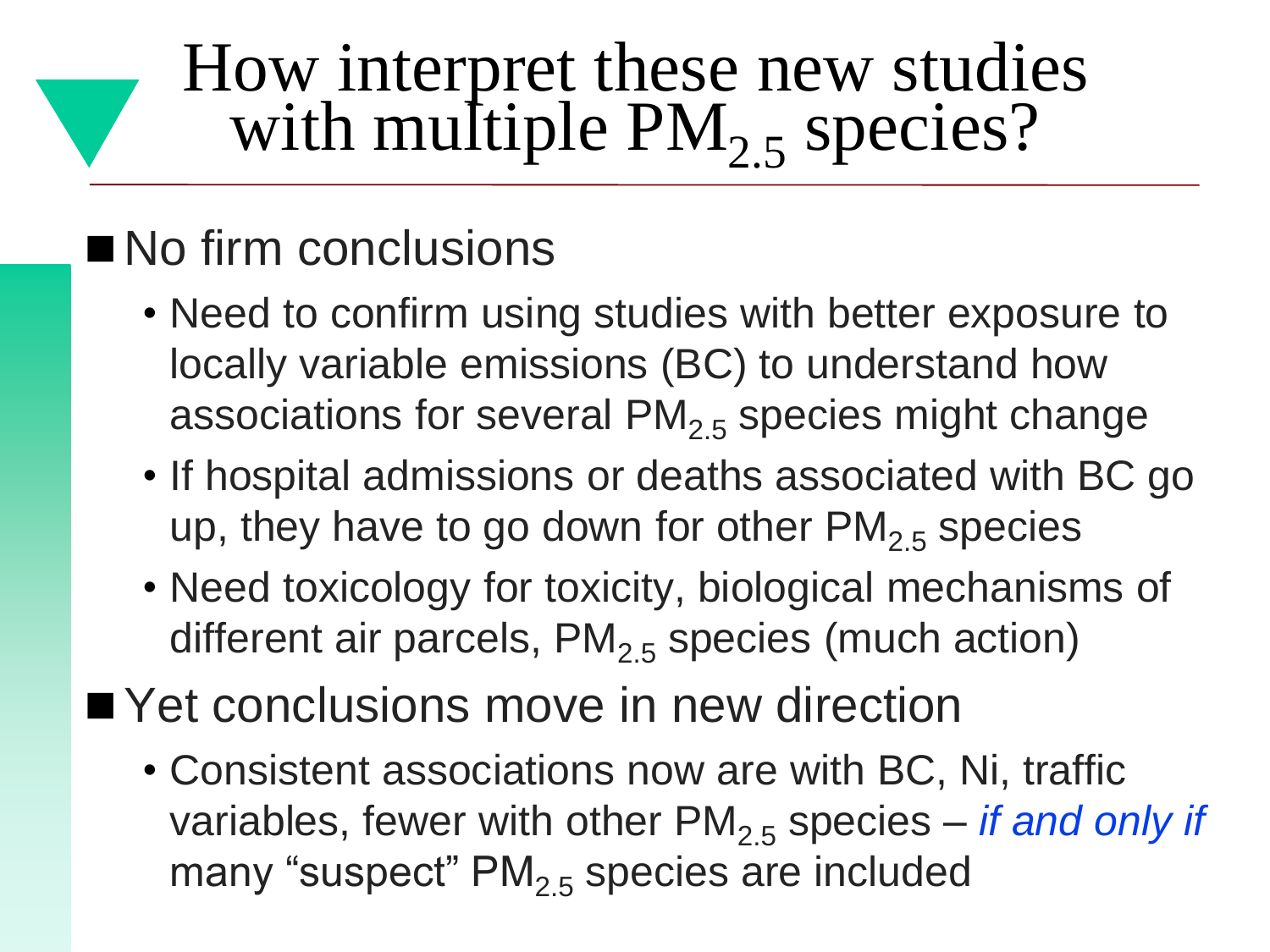# How interpret these new studies with multiple $PM_{2.5}$ species?

- No firm conclusions
  - Need to confirm using studies with better exposure to locally variable emissions (BC) to understand how associations for several $PM_{2.5}$ species might change
  - If hospital admissions or deaths associated with BC go up, they have to go down for other $PM_{2.5}$ species
  - Need toxicology for toxicity, biological mechanisms of different air parcels, $PM_{2.5}$ species (much action)
- Yet conclusions move in new direction
  - Consistent associations now are with BC, Ni, traffic variables, fewer with other $PM_{2.5}$ species – *if and only if* many "suspect" $PM_{2.5}$ species are included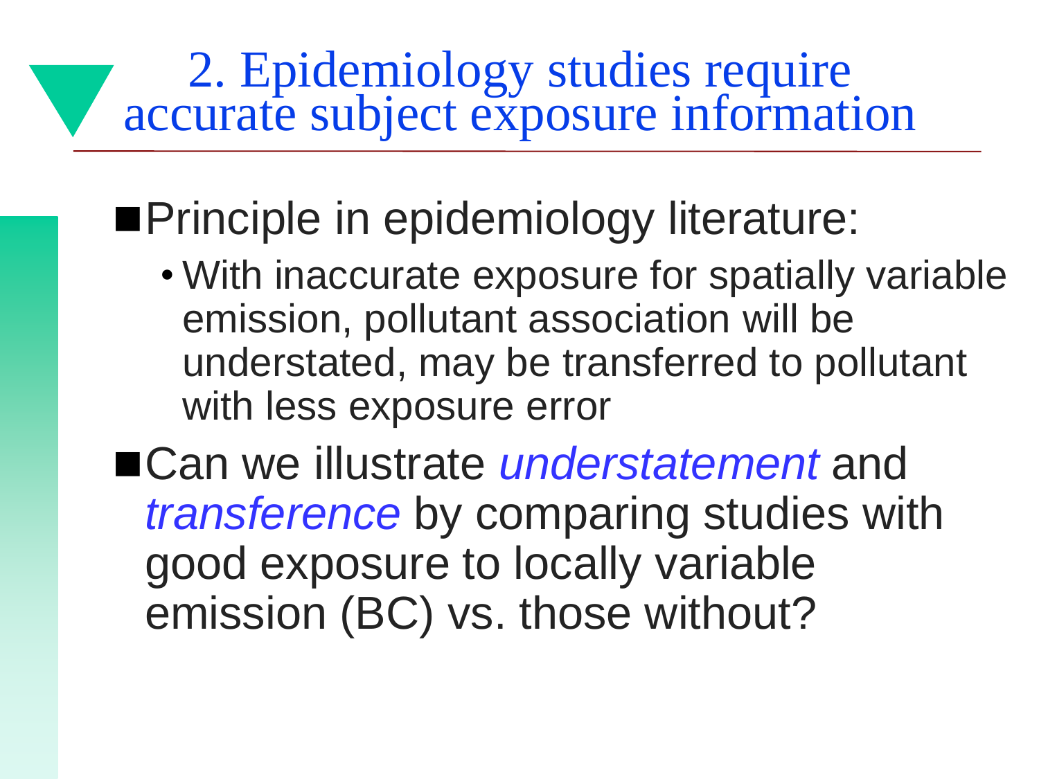# 2. Epidemiology studies require accurate subject exposure information

- Principle in epidemiology literature:
  - With inaccurate exposure for spatially variable emission, pollutant association will be understated, may be transferred to pollutant with less exposure error
- Can we illustrate *understatement* and *transference* by comparing studies with good exposure to locally variable emission (BC) vs. those without?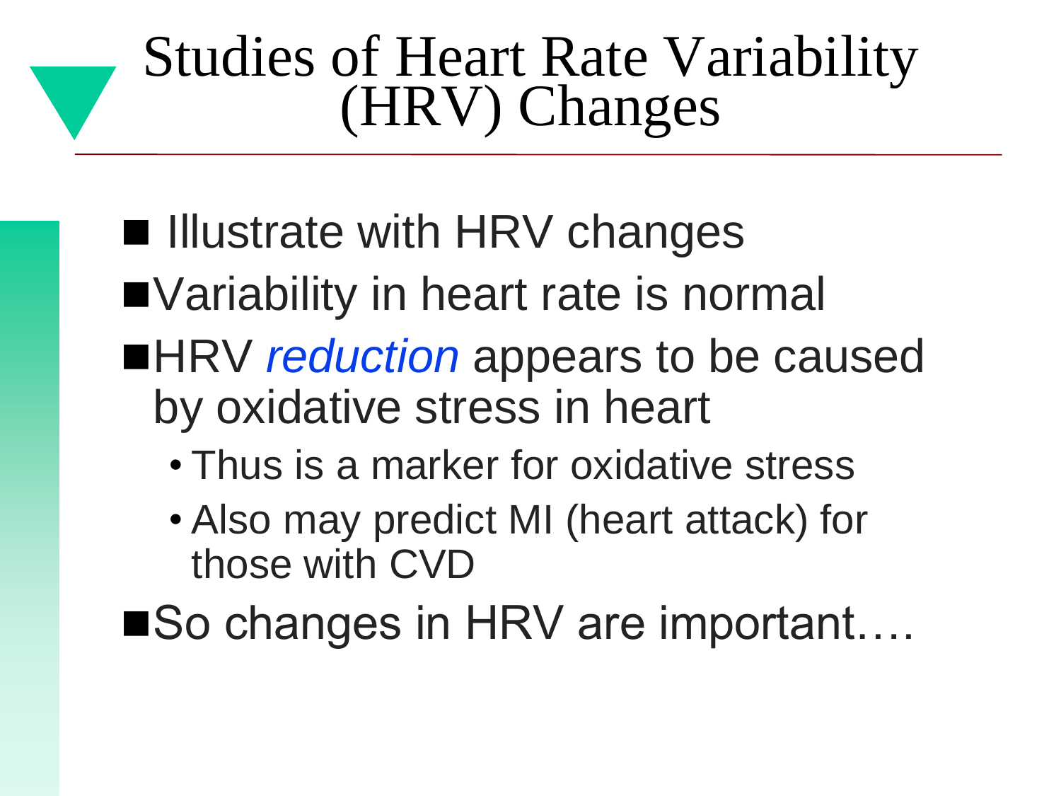# Studies of Heart Rate Variability (HRV) Changes

- Illustrate with HRV changes
- Variability in heart rate is normal
- HRV *reduction* appears to be caused by oxidative stress in heart
  - Thus is a marker for oxidative stress
  - Also may predict MI (heart attack) for those with CVD
- So changes in HRV are important….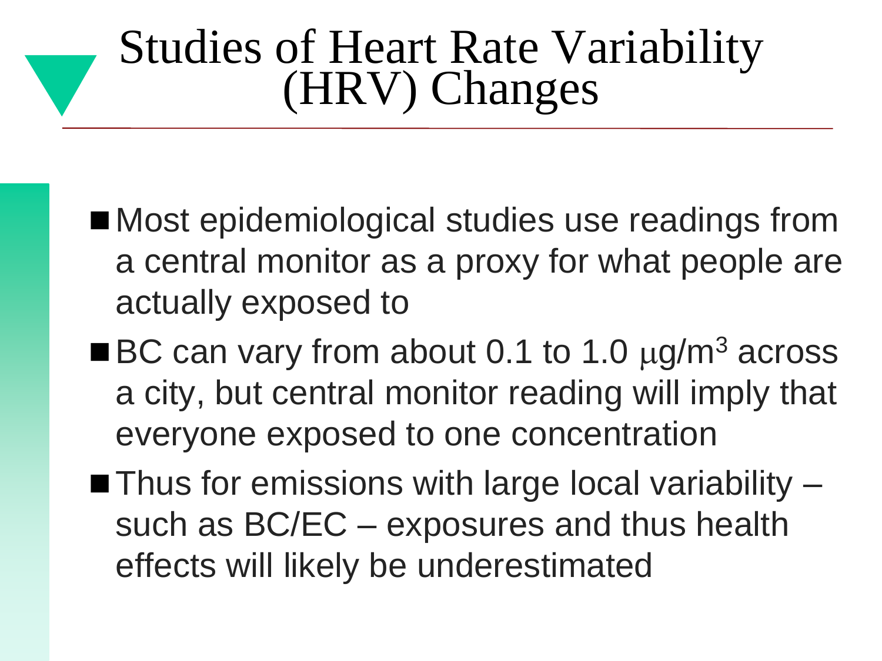# Studies of Heart Rate Variability (HRV) Changes

- Most epidemiological studies use readings from a central monitor as a proxy for what people are actually exposed to
- BC can vary from about 0.1 to 1.0 $\mu g/m^3$ across a city, but central monitor reading will imply that everyone exposed to one concentration
- Thus for emissions with large local variability – such as BC/EC – exposures and thus health effects will likely be underestimated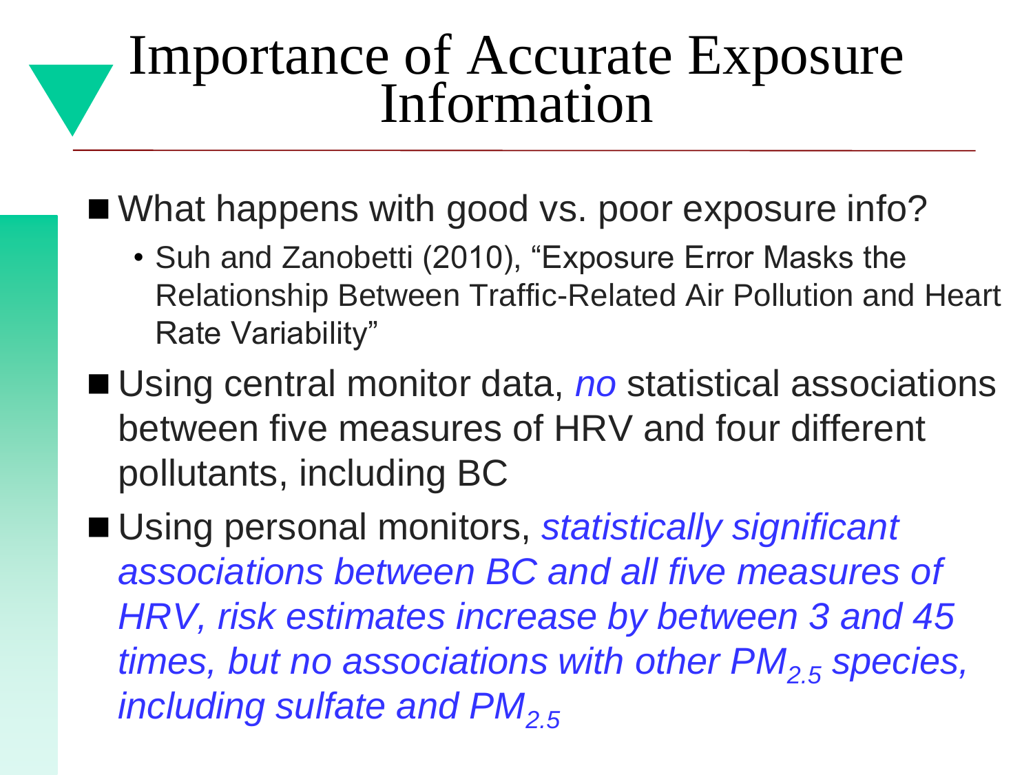# Importance of Accurate Exposure Information

- What happens with good vs. poor exposure info?
  - Suh and Zanobetti (2010), “Exposure Error Masks the Relationship Between Traffic-Related Air Pollution and Heart Rate Variability”
- Using central monitor data, *no* statistical associations between five measures of HRV and four different pollutants, including BC
- Using personal monitors, *statistically significant associations between BC and all five measures of HRV, risk estimates increase by between 3 and 45 times, but no associations with other $PM_{2.5}$ species, including sulfate and $PM_{2.5}$*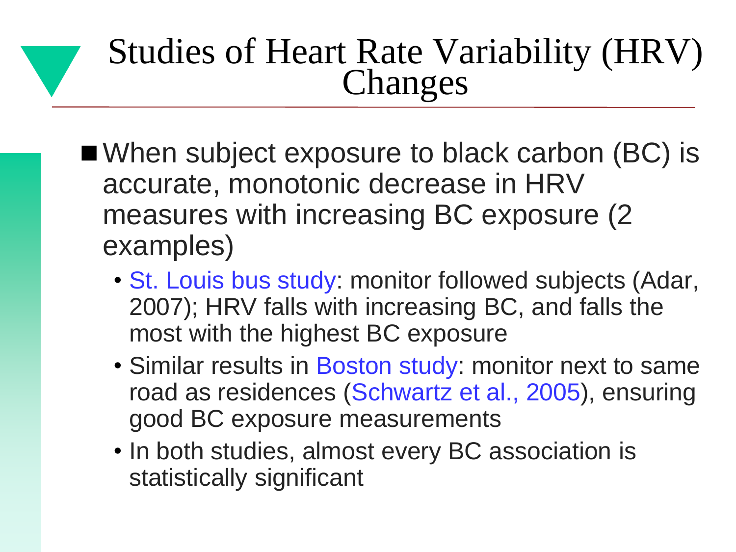# Studies of Heart Rate Variability (HRV) Changes

- When subject exposure to black carbon (BC) is accurate, monotonic decrease in HRV measures with increasing BC exposure (2 examples)
  - St. Louis bus study: monitor followed subjects (Adar, 2007); HRV falls with increasing BC, and falls the most with the highest BC exposure
  - Similar results in Boston study: monitor next to same road as residences (Schwartz et al., 2005), ensuring good BC exposure measurements
  - In both studies, almost every BC association is statistically significant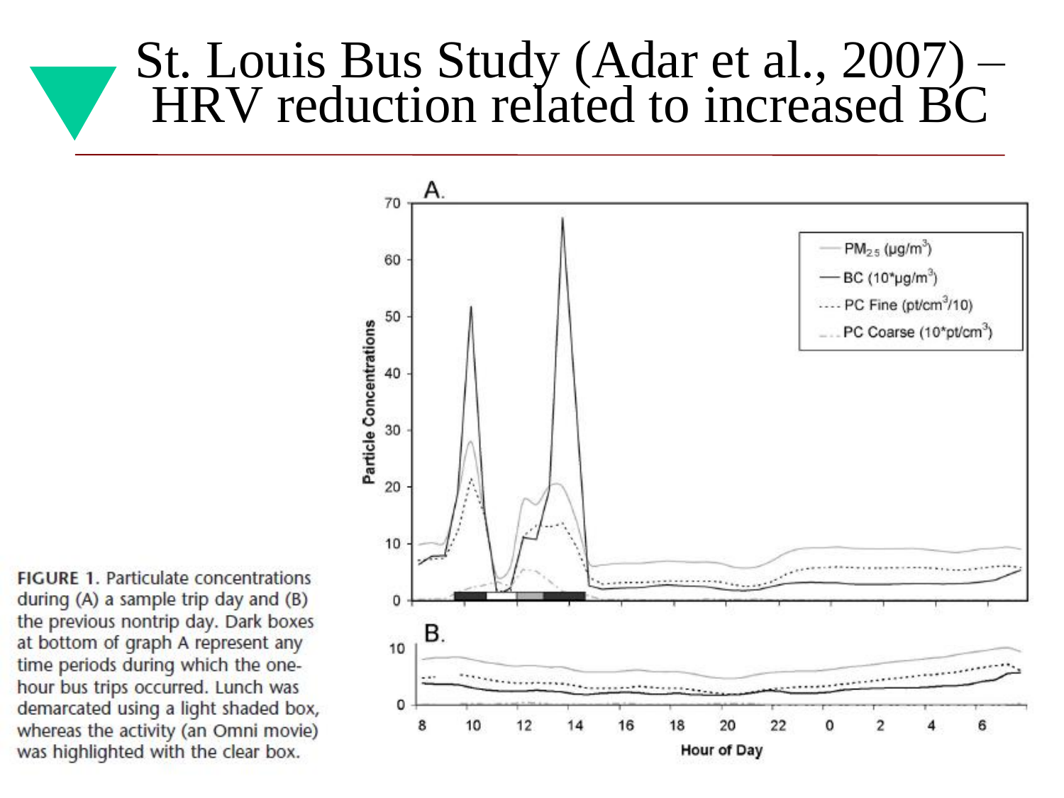# St. Louis Bus Study (Adar et al., 2007) – HRV reduction related to increased BC

**FIGURE 1.** Particulate concentrations during (A) a sample trip day and (B) the previous nontrip day. Dark boxes at bottom of graph A represent any time periods during which the one-hour bus trips occurred. Lunch was demarcated using a light shaded box, whereas the activity (an Omni movie) was highlighted with the clear box.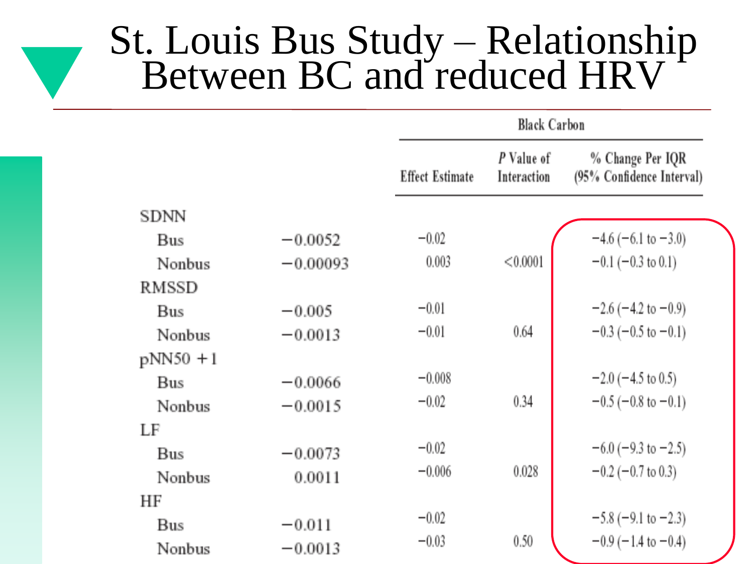# St. Louis Bus Study – Relationship Between BC and reduced HRV

| | | Black Carbon | | |
|---|---|---|---|---|
| | | Effect Estimate | *P* Value of Interaction | % Change Per IQR (95% Confidence Interval) |
| SDNN | | | | |
| Bus | −0.0052 | −0.02 | | −4.6 (−6.1 to −3.0) |
| Nonbus | −0.00093 | 0.003 | <0.0001 | −0.1 (−0.3 to 0.1) |
| RMSSD | | | | |
| Bus | −0.005 | −0.01 | | −2.6 (−4.2 to −0.9) |
| Nonbus | −0.0013 | −0.01 | 0.64 | −0.3 (−0.5 to −0.1) |
| pNN50 +1 | | | | |
| Bus | −0.0066 | −0.008 | | −2.0 (−4.5 to 0.5) |
| Nonbus | −0.0015 | −0.02 | 0.34 | −0.5 (−0.8 to −0.1) |
| LF | | | | |
| Bus | −0.0073 | −0.02 | | −6.0 (−9.3 to −2.5) |
| Nonbus | 0.0011 | −0.006 | 0.028 | −0.2 (−0.7 to 0.3) |
| HF | | | | |
| Bus | −0.011 | −0.02 | | −5.8 (−9.1 to −2.3) |
| Nonbus | −0.0013 | −0.03 | 0.50 | −0.9 (−1.4 to −0.4) |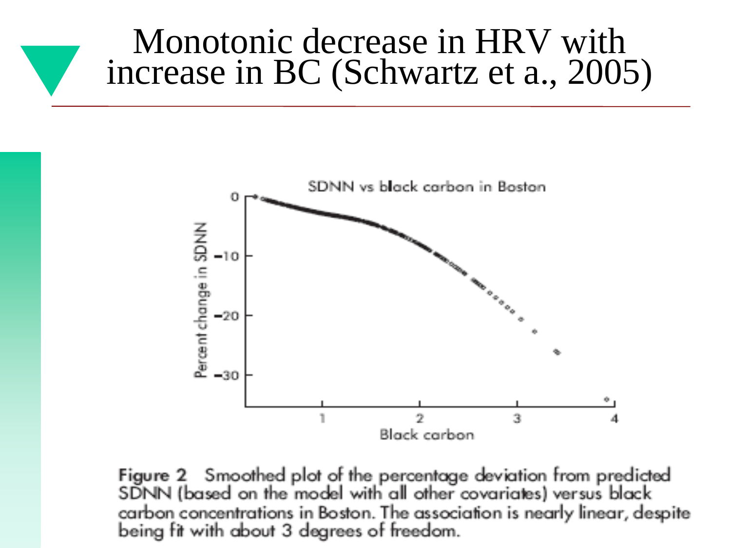# Monotonic decrease in HRV with increase in BC (Schwartz et a., 2005)

**Figure 2** Smoothed plot of the percentage deviation from predicted SDNN (based on the model with all other covariates) versus black carbon concentrations in Boston. The association is nearly linear, despite being fit with about 3 degrees of freedom.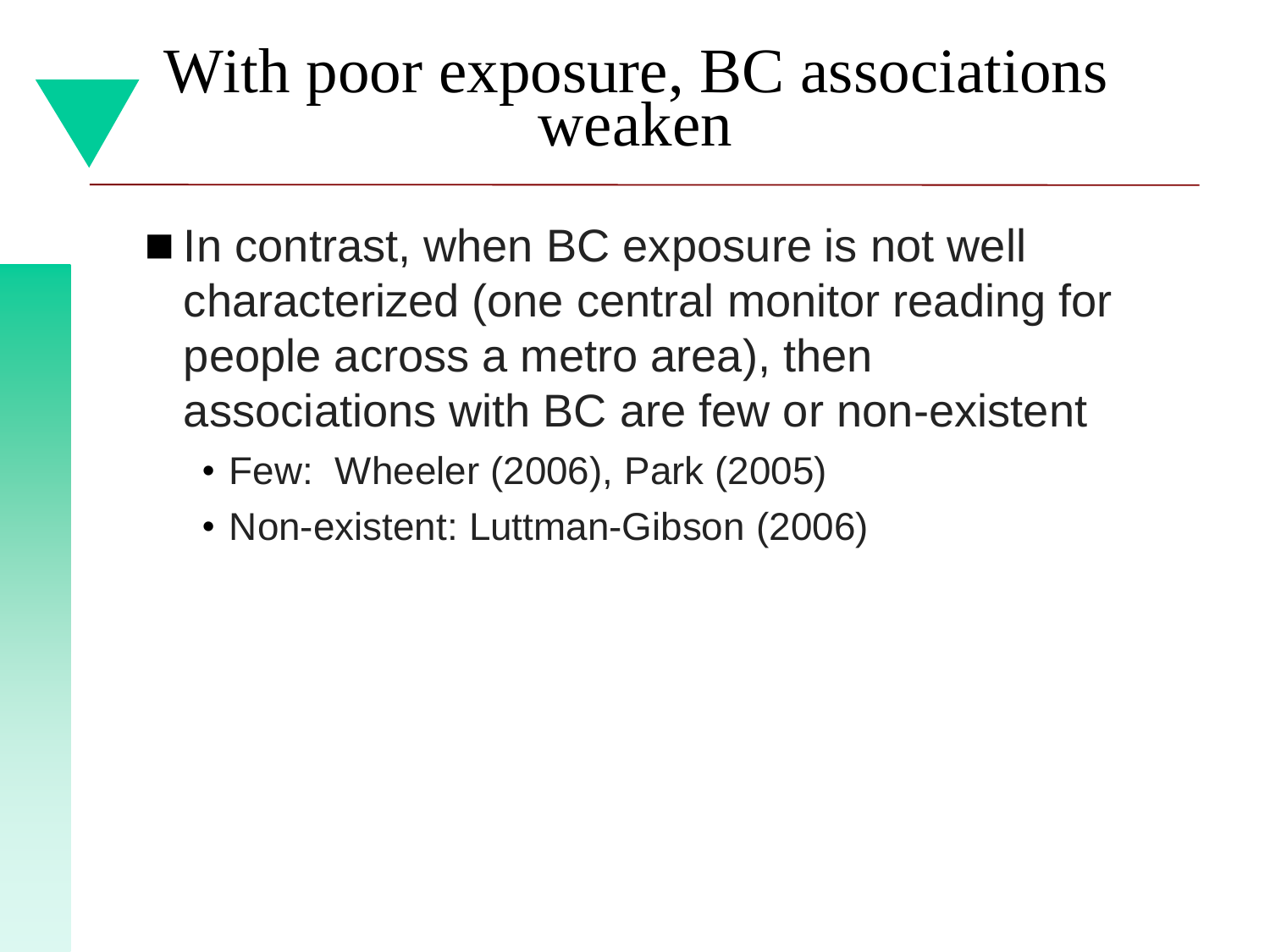# With poor exposure, BC associations weaken

- In contrast, when BC exposure is not well characterized (one central monitor reading for people across a metro area), then associations with BC are few or non-existent
  - Few:  Wheeler (2006), Park (2005)
  - Non-existent: Luttman-Gibson (2006)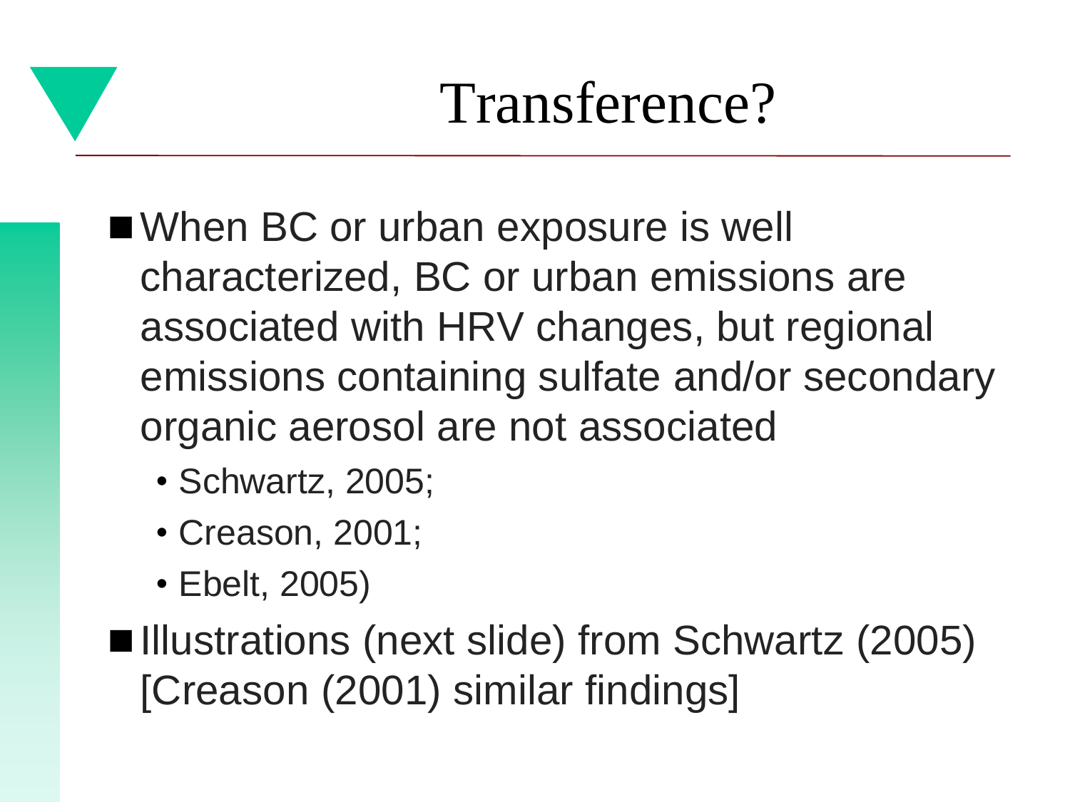# Transference?

- When BC or urban exposure is well characterized, BC or urban emissions are associated with HRV changes, but regional emissions containing sulfate and/or secondary organic aerosol are not associated
  - Schwartz, 2005;
  - Creason, 2001;
  - Ebelt, 2005)
- Illustrations (next slide) from Schwartz (2005) [Creason (2001) similar findings]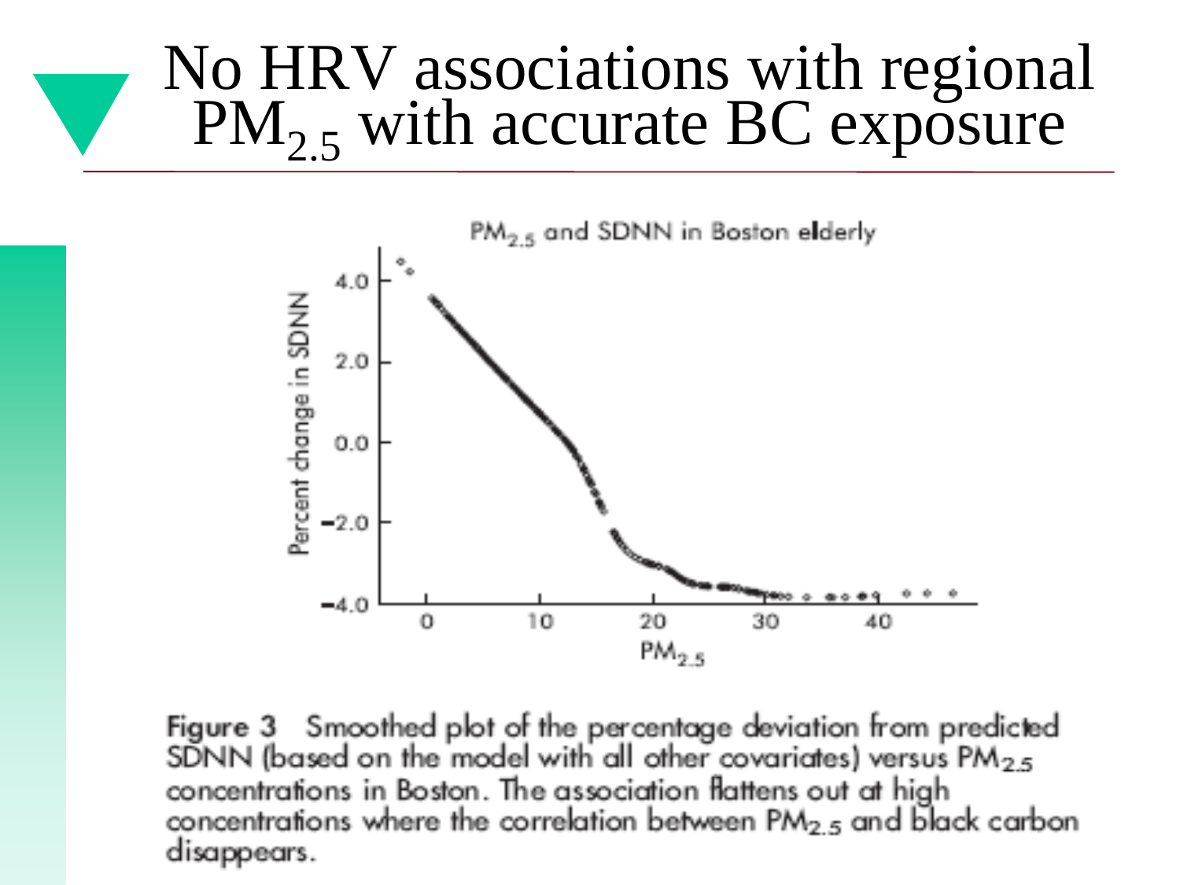# No HRV associations with regional $PM_{2.5}$ with accurate BC exposure

$PM_{2.5}$ and SDNN in Boston elderly

**Figure 3** Smoothed plot of the percentage deviation from predicted SDNN (based on the model with all other covariates) versus $PM_{2.5}$ concentrations in Boston. The association flattens out at high concentrations where the correlation between $PM_{2.5}$ and black carbon disappears.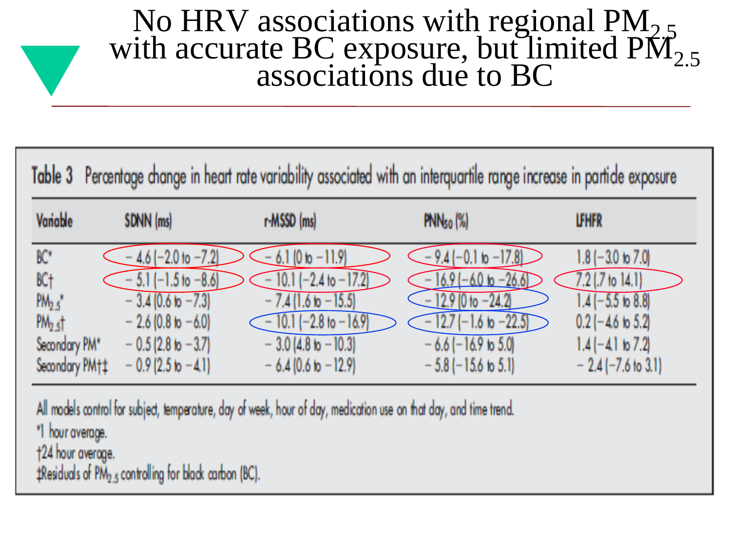# No HRV associations with regional $PM_{2.5}$ with accurate BC exposure, but limited $PM_{2.5}$ associations due to BC

**Table 3** Percentage change in heart rate variability associated with an interquartile range increase in particle exposure

| Variable | SDNN (ms) | r-MSSD (ms) | $PNN_{50}$ (%) | LFHFR |
|---|---|---|---|---|
| BC* | −4.6 (−2.0 to −7.2) | −6.1 (0 to −11.9) | −9.4 (−0.1 to −17.8) | 1.8 (−3.0 to 7.0) |
| BC† | −5.1 (−1.5 to −8.6) | −10.1 (−2.4 to −17.2) | −16.9 (−6.0 to −26.6) | 7.2 (.7 to 14.1) |
| $PM_{2.5}$* | −3.4 (0.6 to −7.3) | −7.4 (1.6 to −15.5) | −12.9 (0 to −24.2) | 1.4 (−5.5 to 8.8) |
| $PM_{2.5}$† | −2.6 (0.8 to −6.0) | −10.1 (−2.8 to −16.9) | −12.7 (−1.6 to −22.5) | 0.2 (−4.6 to 5.2) |
| Secondary PM* | −0.5 (2.8 to −3.7) | −3.0 (4.8 to −10.3) | −6.6 (−16.9 to 5.0) | 1.4 (−4.1 to 7.2) |
| Secondary PM†‡ | −0.9 (2.5 to −4.1) | −6.4 (0.6 to −12.9) | −5.8 (−15.6 to 5.1) | −2.4 (−7.6 to 3.1) |

All models control for subject, temperature, day of week, hour of day, medication use on that day, and time trend.

*1 hour average.

†24 hour average.

‡Residuals of $PM_{2.5}$ controlling for black carbon (BC).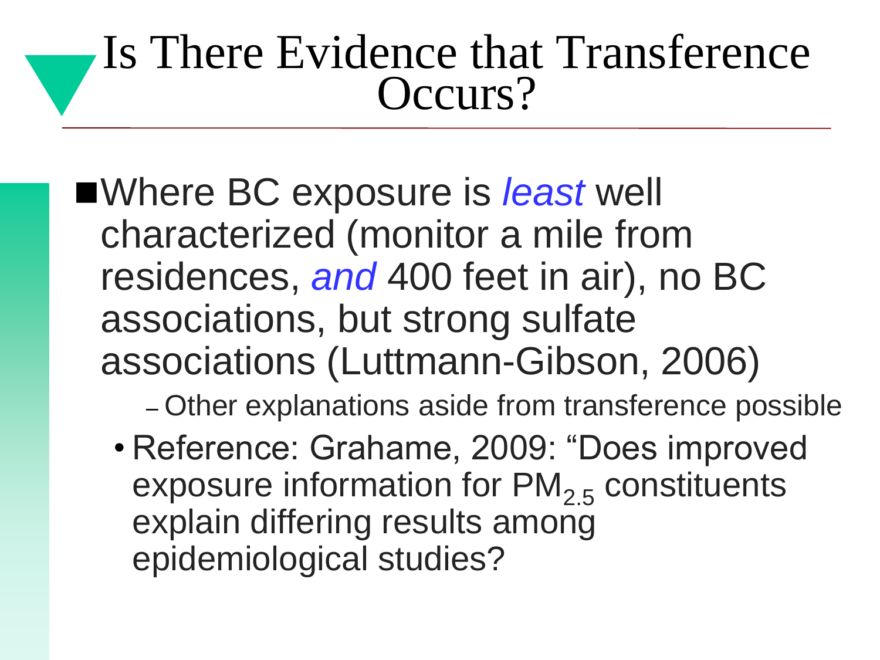# Is There Evidence that Transference Occurs?

- Where BC exposure is *least* well characterized (monitor a mile from residences, *and* 400 feet in air), no BC associations, but strong sulfate associations (Luttmann-Gibson, 2006)
  - Other explanations aside from transference possible
    - Reference: Grahame, 2009: "Does improved exposure information for $PM_{2.5}$ constituents explain differing results among epidemiological studies?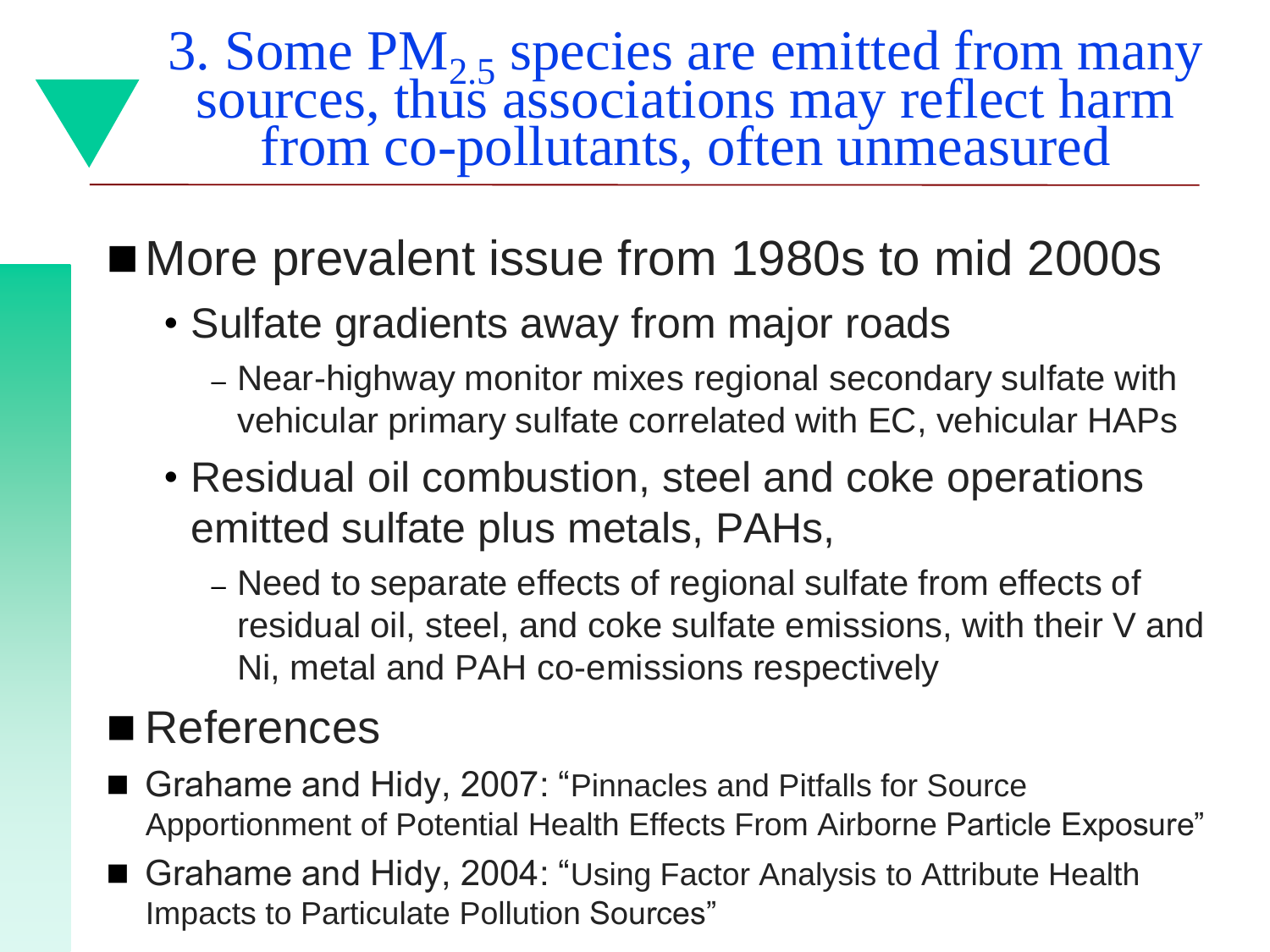# 3. Some $PM_{2.5}$ species are emitted from many sources, thus associations may reflect harm from co-pollutants, often unmeasured

- More prevalent issue from 1980s to mid 2000s
  - Sulfate gradients away from major roads
    - Near-highway monitor mixes regional secondary sulfate with vehicular primary sulfate correlated with EC, vehicular HAPs
  - Residual oil combustion, steel and coke operations emitted sulfate plus metals, PAHs,
    - Need to separate effects of regional sulfate from effects of residual oil, steel, and coke sulfate emissions, with their V and Ni, metal and PAH co-emissions respectively

- References
- Grahame and Hidy, 2007: "Pinnacles and Pitfalls for Source Apportionment of Potential Health Effects From Airborne Particle Exposure"
- Grahame and Hidy, 2004: "Using Factor Analysis to Attribute Health Impacts to Particulate Pollution Sources"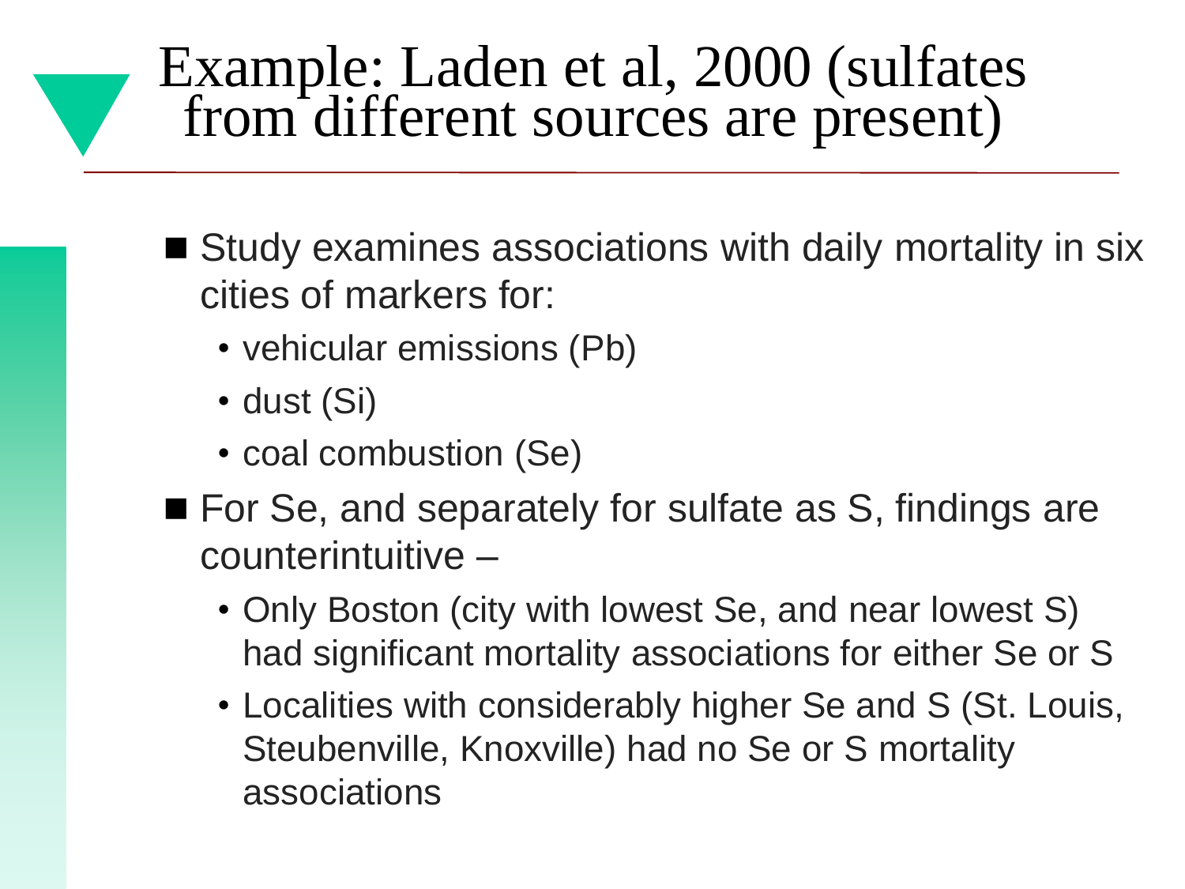# Example: Laden et al, 2000 (sulfates from different sources are present)

- Study examines associations with daily mortality in six cities of markers for:
  - vehicular emissions (Pb)
  - dust (Si)
  - coal combustion (Se)
- For Se, and separately for sulfate as S, findings are counterintuitive –
  - Only Boston (city with lowest Se, and near lowest S) had significant mortality associations for either Se or S
  - Localities with considerably higher Se and S (St. Louis, Steubenville, Knoxville) had no Se or S mortality associations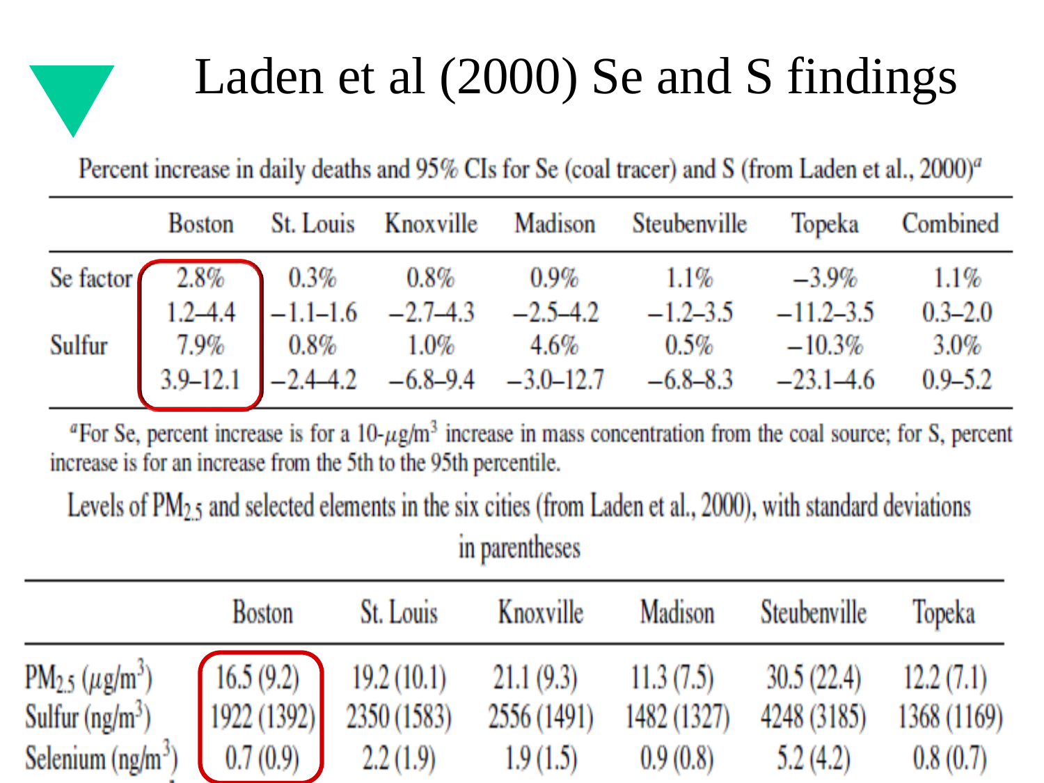# Laden et al (2000) Se and S findings

Percent increase in daily deaths and 95% CIs for Se (coal tracer) and S (from Laden et al., 2000)[a]

| | Boston | St. Louis | Knoxville | Madison | Steubenville | Topeka | Combined |
|---|---|---|---|---|---|---|---|
| Se factor | 2.8% | 0.3% | 0.8% | 0.9% | 1.1% | −3.9% | 1.1% |
| | 1.2–4.4 | −1.1–1.6 | −2.7–4.3 | −2.5–4.2 | −1.2–3.5 | −11.2–3.5 | 0.3–2.0 |
| Sulfur | 7.9% | 0.8% | 1.0% | 4.6% | 0.5% | −10.3% | 3.0% |
| | 3.9–12.1 | −2.4–4.2 | −6.8–9.4 | −3.0–12.7 | −6.8–8.3 | −23.1–4.6 | 0.9–5.2 |

[a]For Se, percent increase is for a 10-$\mu g/m^3$ increase in mass concentration from the coal source; for S, percent increase is for an increase from the 5th to the 95th percentile.

Levels of $PM_{2.5}$ and selected elements in the six cities (from Laden et al., 2000), with standard deviations in parentheses

| | Boston | St. Louis | Knoxville | Madison | Steubenville | Topeka |
|---|---|---|---|---|---|---|
| $PM_{2.5}$ ($\mu g/m^3$) | 16.5 (9.2) | 19.2 (10.1) | 21.1 (9.3) | 11.3 (7.5) | 30.5 (22.4) | 12.2 (7.1) |
| Sulfur ($ng/m^3$) | 1922 (1392) | 2350 (1583) | 2556 (1491) | 1482 (1327) | 4248 (3185) | 1368 (1169) |
| Selenium ($ng/m^3$) | 0.7 (0.9) | 2.2 (1.9) | 1.9 (1.5) | 0.9 (0.8) | 5.2 (4.2) | 0.8 (0.7) |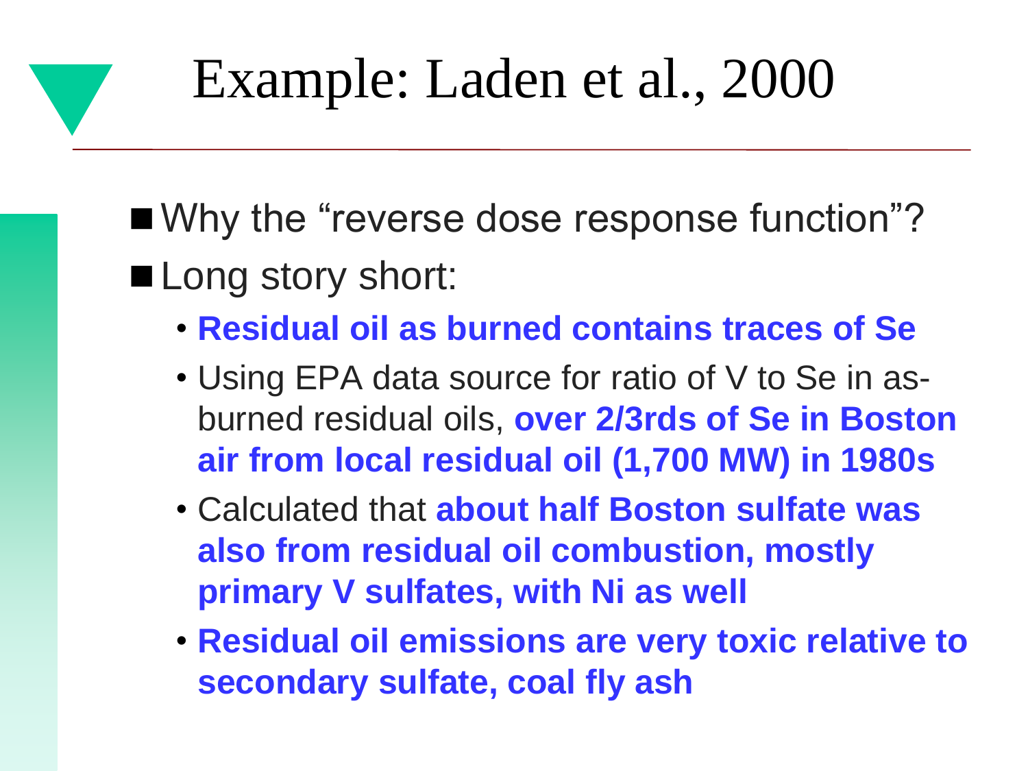# Example: Laden et al., 2000

- Why the "reverse dose response function"?
- Long story short:
  - **Residual oil as burned contains traces of Se**
  - Using EPA data source for ratio of V to Se in as-burned residual oils, **over 2/3rds of Se in Boston air from local residual oil (1,700 MW) in 1980s**
  - Calculated that **about half Boston sulfate was also from residual oil combustion, mostly primary V sulfates, with Ni as well**
  - **Residual oil emissions are very toxic relative to secondary sulfate, coal fly ash**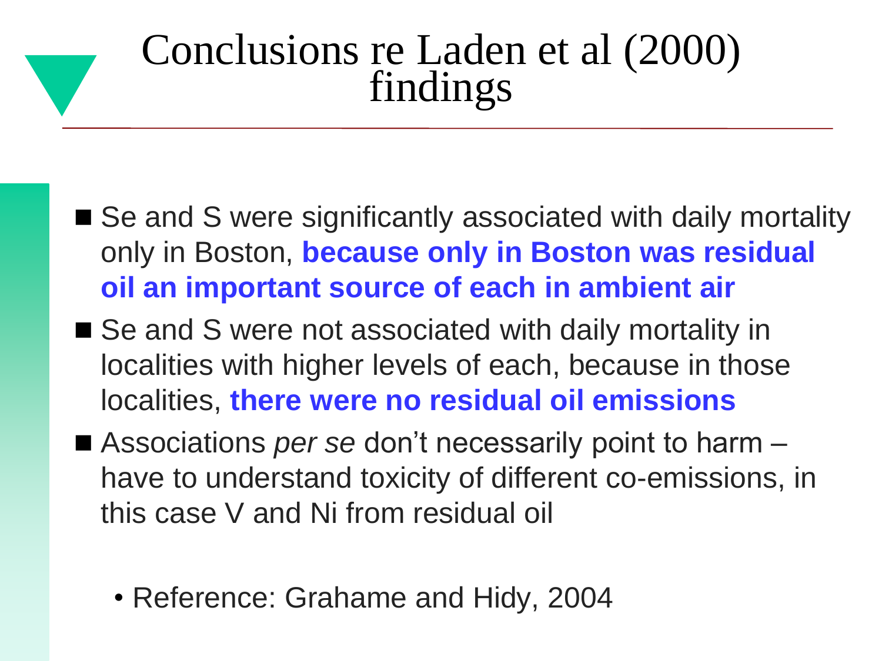# Conclusions re Laden et al (2000) findings

- Se and S were significantly associated with daily mortality only in Boston, **because only in Boston was residual oil an important source of each in ambient air**
- Se and S were not associated with daily mortality in localities with higher levels of each, because in those localities, **there were no residual oil emissions**
- Associations *per se* don't necessarily point to harm – have to understand toxicity of different co-emissions, in this case V and Ni from residual oil
  - Reference: Grahame and Hidy, 2004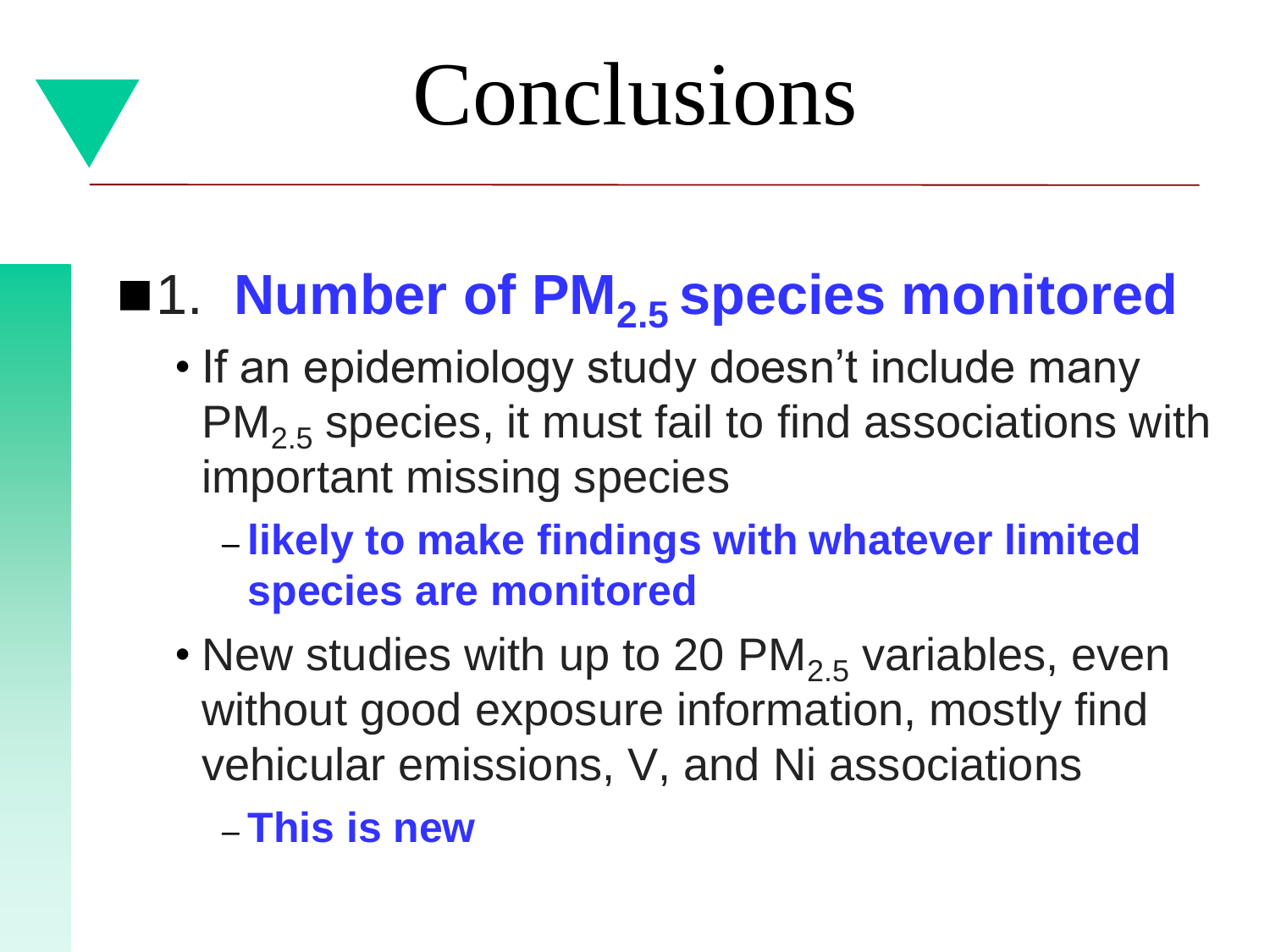# Conclusions

- 1. **Number of $PM_{2.5}$ species monitored**
  - If an epidemiology study doesn't include many $PM_{2.5}$ species, it must fail to find associations with important missing species
    - **likely to make findings with whatever limited species are monitored**
  - New studies with up to 20 $PM_{2.5}$ variables, even without good exposure information, mostly find vehicular emissions, V, and Ni associations
    - **This is new**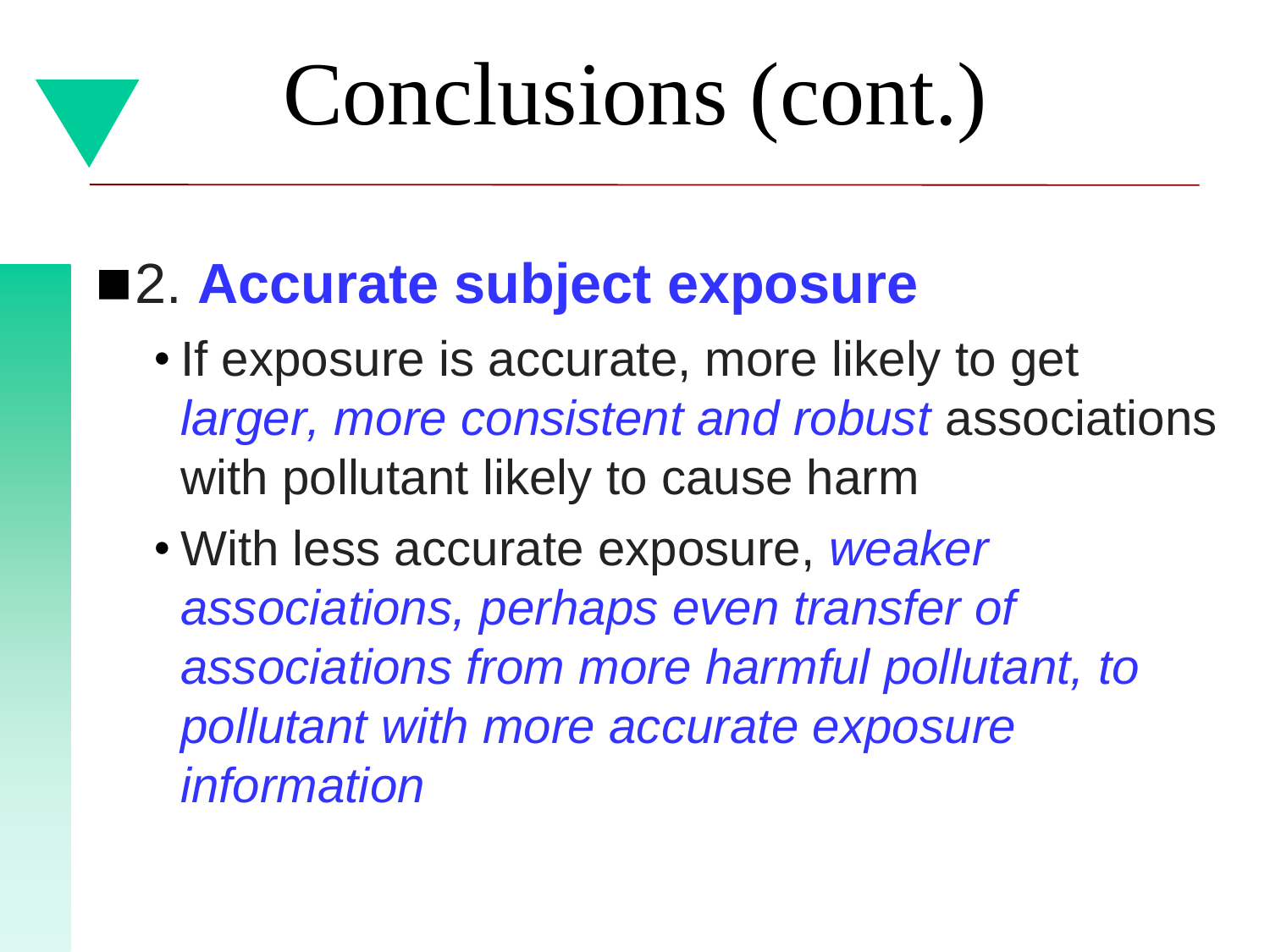# Conclusions (cont.)

- 2. **Accurate subject exposure**
  - If exposure is accurate, more likely to get *larger, more consistent and robust* associations with pollutant likely to cause harm
  - With less accurate exposure, *weaker associations, perhaps even transfer of associations from more harmful pollutant, to pollutant with more accurate exposure information*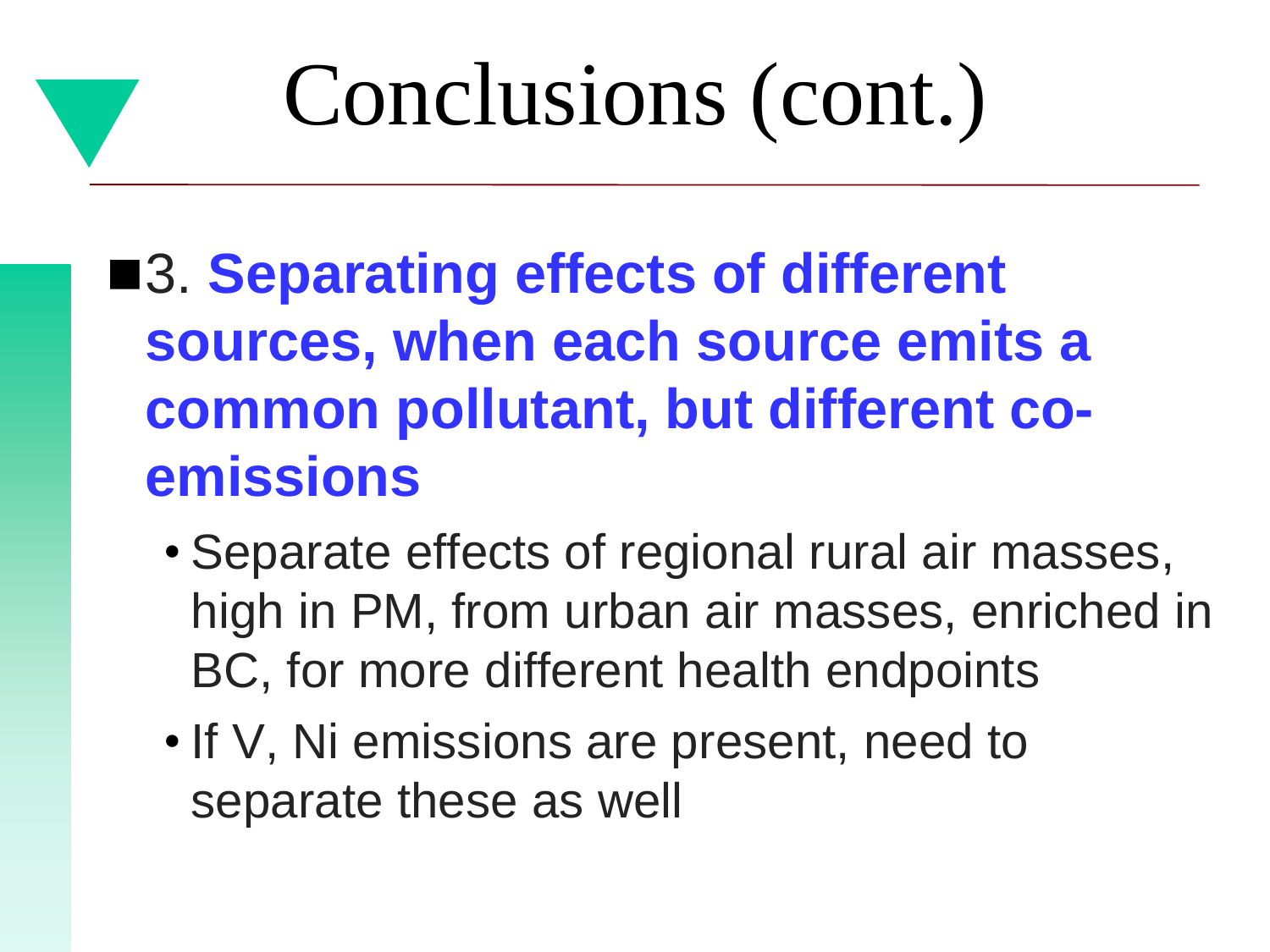# Conclusions (cont.)

- 3. **Separating effects of different sources, when each source emits a common pollutant, but different co-emissions**
  - Separate effects of regional rural air masses, high in PM, from urban air masses, enriched in BC, for more different health endpoints
  - If V, Ni emissions are present, need to separate these as well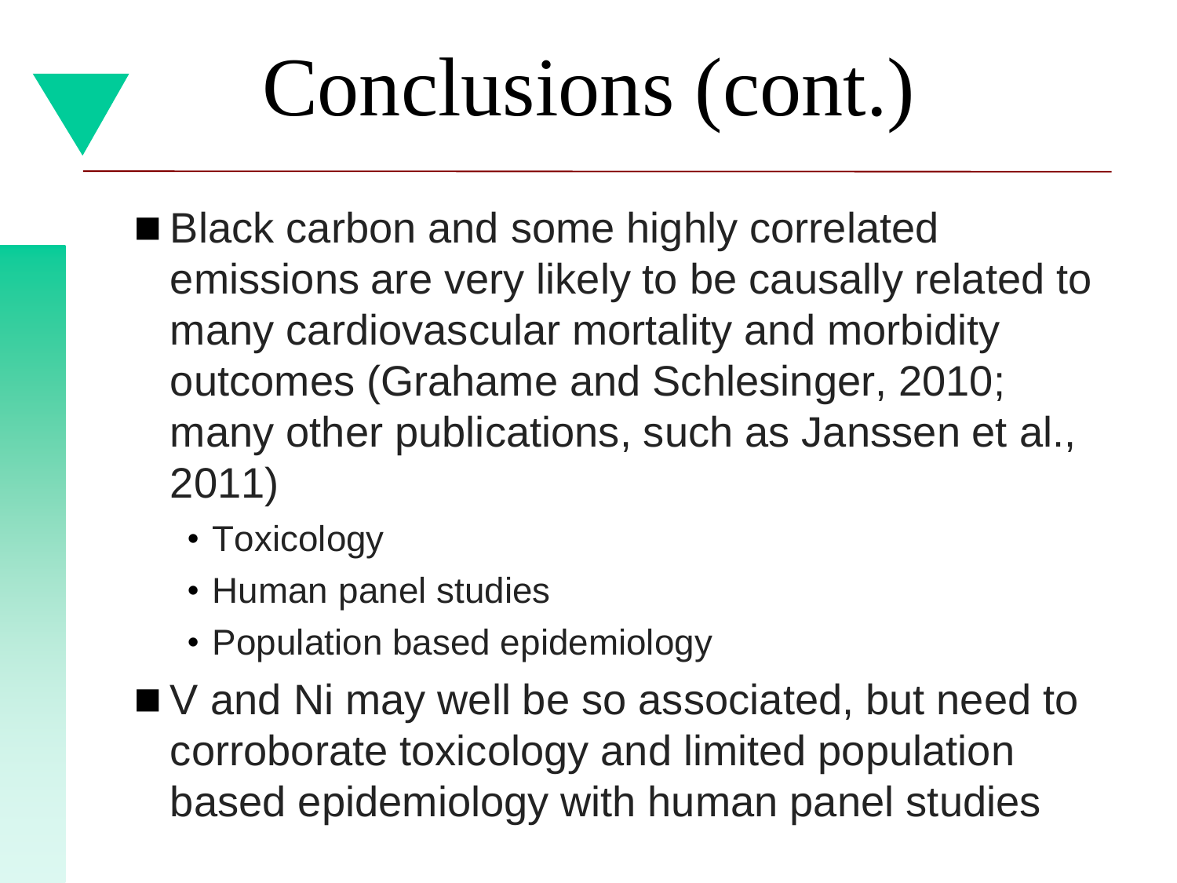# Conclusions (cont.)

- Black carbon and some highly correlated emissions are very likely to be causally related to many cardiovascular mortality and morbidity outcomes (Grahame and Schlesinger, 2010; many other publications, such as Janssen et al., 2011)
  - Toxicology
  - Human panel studies
  - Population based epidemiology
- V and Ni may well be so associated, but need to corroborate toxicology and limited population based epidemiology with human panel studies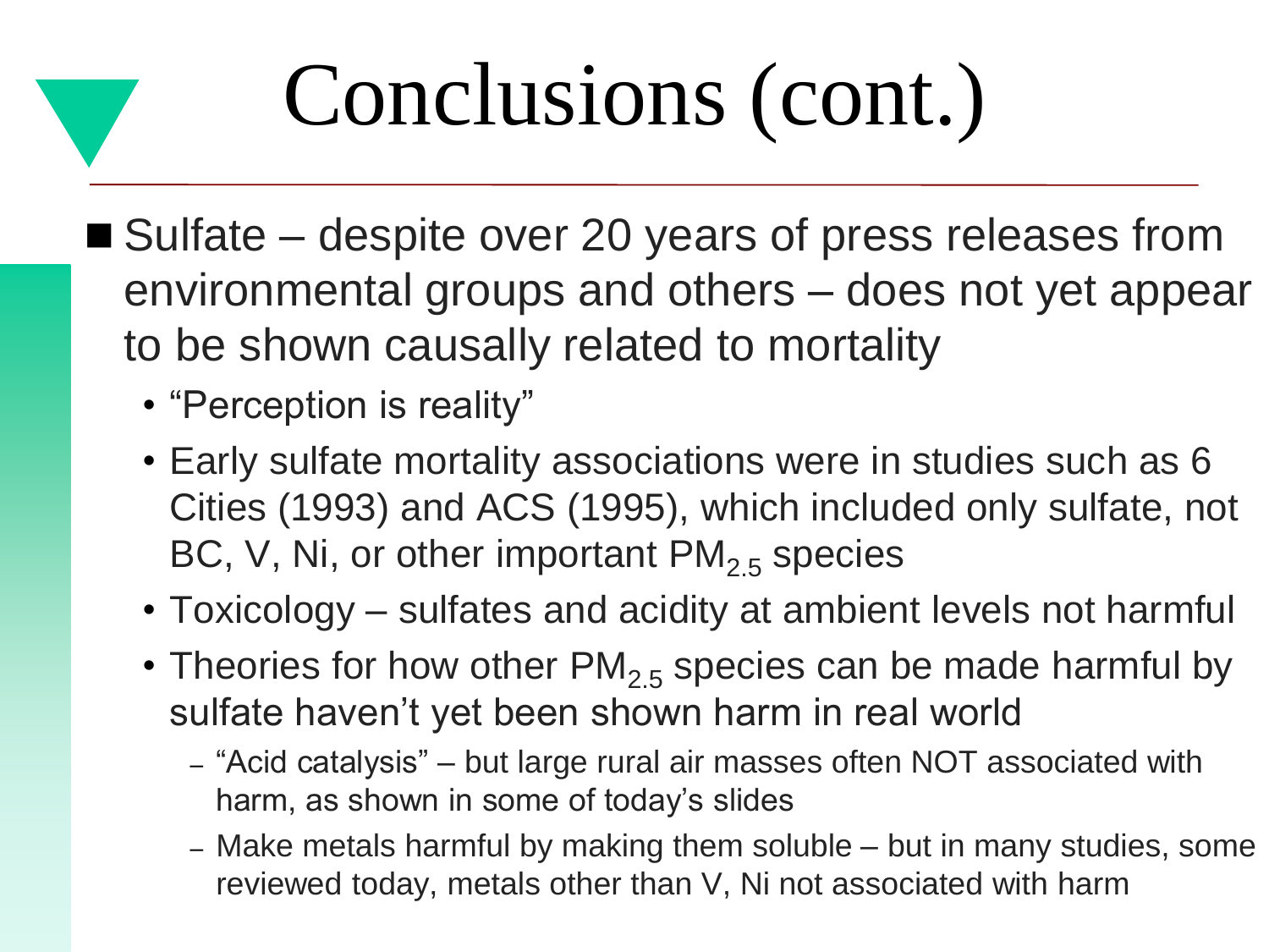# Conclusions (cont.)

- Sulfate – despite over 20 years of press releases from environmental groups and others – does not yet appear to be shown causally related to mortality
  - "Perception is reality"
  - Early sulfate mortality associations were in studies such as 6 Cities (1993) and ACS (1995), which included only sulfate, not BC, V, Ni, or other important $PM_{2.5}$ species
  - Toxicology – sulfates and acidity at ambient levels not harmful
  - Theories for how other $PM_{2.5}$ species can be made harmful by sulfate haven't yet been shown harm in real world
    - "Acid catalysis" – but large rural air masses often NOT associated with harm, as shown in some of today's slides
    - Make metals harmful by making them soluble – but in many studies, some reviewed today, metals other than V, Ni not associated with harm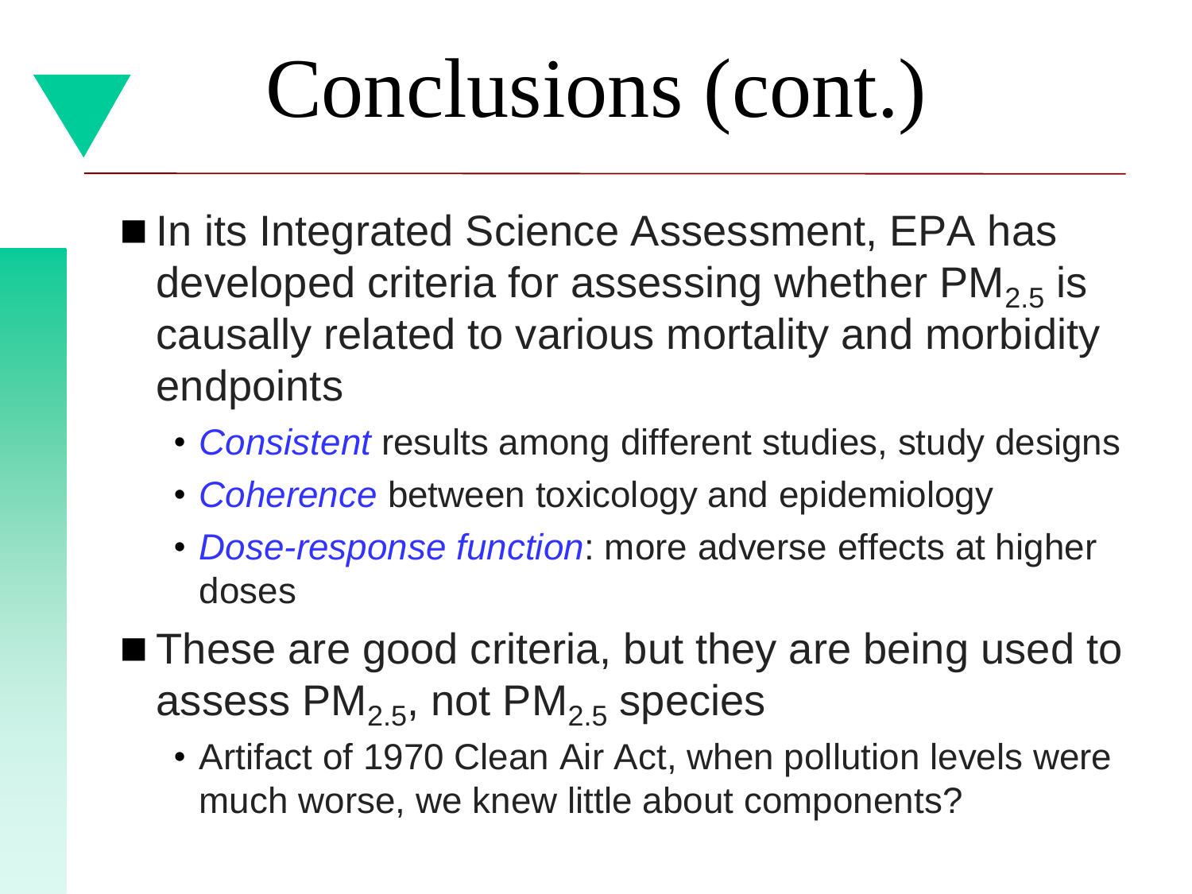# Conclusions (cont.)

- In its Integrated Science Assessment, EPA has developed criteria for assessing whether $PM_{2.5}$ is causally related to various mortality and morbidity endpoints
  - *Consistent* results among different studies, study designs
  - *Coherence* between toxicology and epidemiology
  - *Dose-response function*: more adverse effects at higher doses
- These are good criteria, but they are being used to assess $PM_{2.5}$, not $PM_{2.5}$ species
  - Artifact of 1970 Clean Air Act, when pollution levels were much worse, we knew little about components?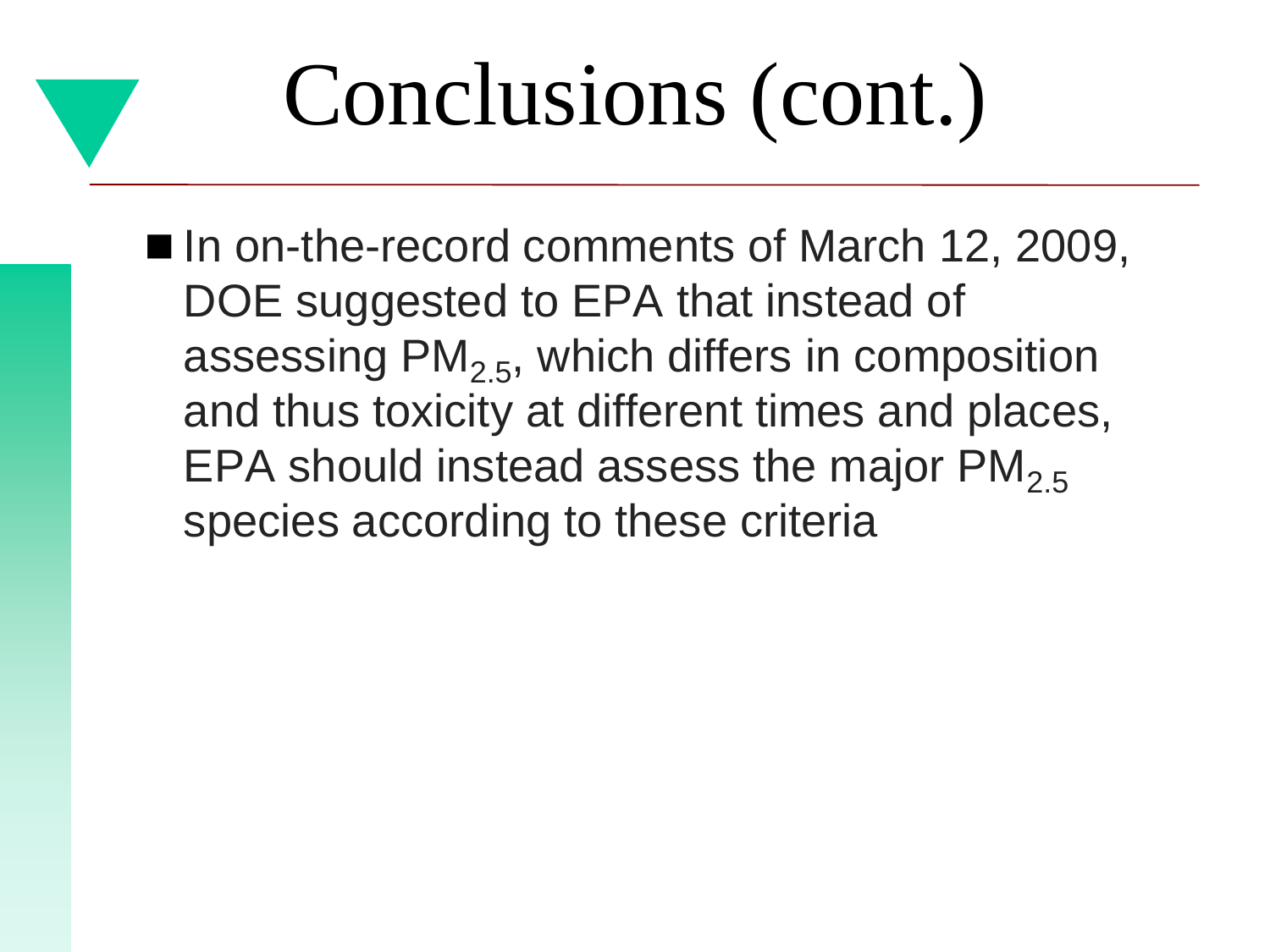# Conclusions (cont.)

- In on-the-record comments of March 12, 2009, DOE suggested to EPA that instead of assessing $PM_{2.5}$, which differs in composition and thus toxicity at different times and places, EPA should instead assess the major $PM_{2.5}$ species according to these criteria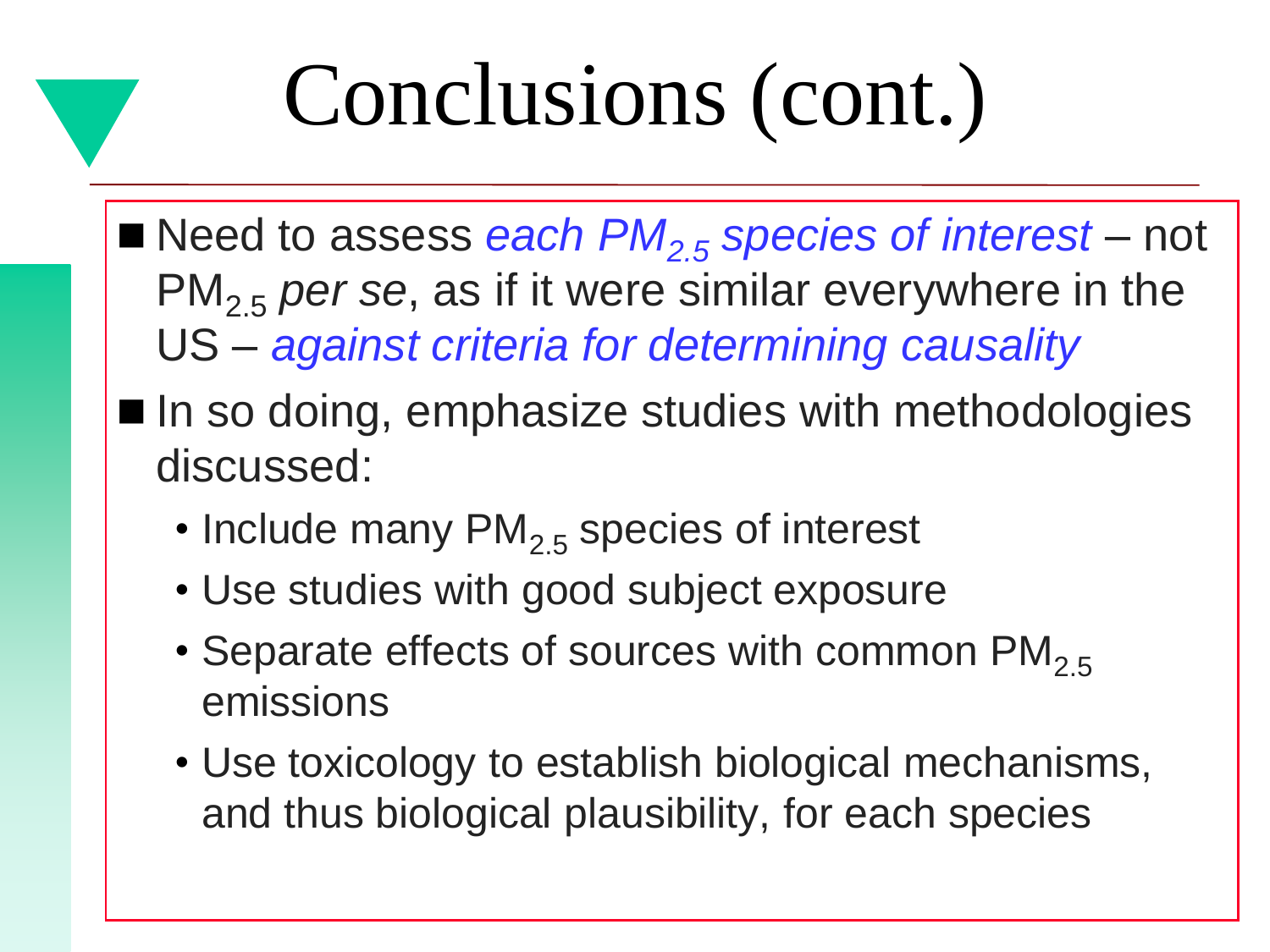# Conclusions (cont.)

- Need to assess *each $PM_{2.5}$ species of interest* – not $PM_{2.5}$ *per se*, as if it were similar everywhere in the US – *against criteria for determining causality*
- In so doing, emphasize studies with methodologies discussed:
  - Include many $PM_{2.5}$ species of interest
  - Use studies with good subject exposure
  - Separate effects of sources with common $PM_{2.5}$ emissions
  - Use toxicology to establish biological mechanisms, and thus biological plausibility, for each species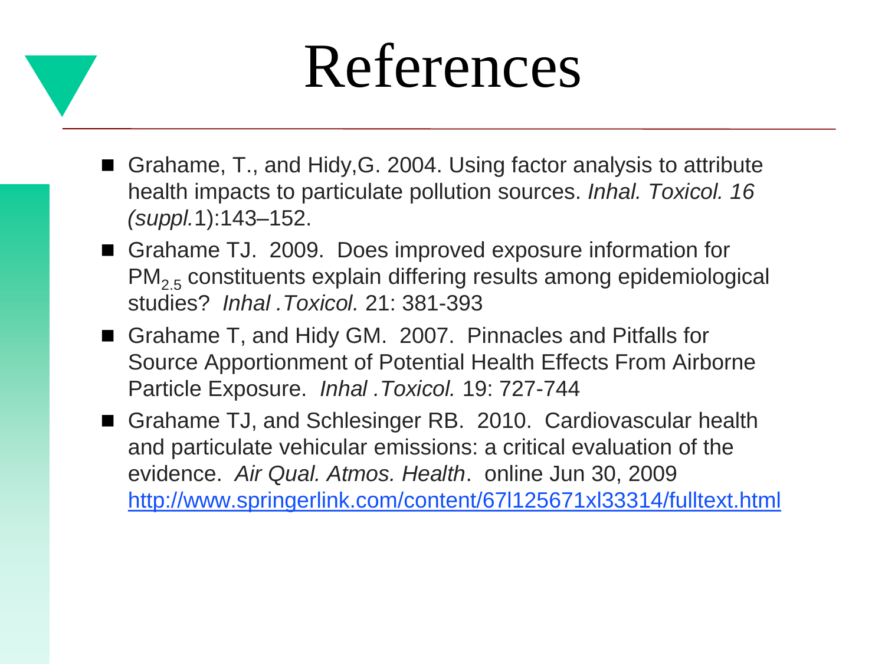# References

- Grahame, T., and Hidy,G. 2004. Using factor analysis to attribute health impacts to particulate pollution sources. *Inhal. Toxicol. 16 (suppl.*1):143–152.
- Grahame TJ. 2009. Does improved exposure information for $PM_{2.5}$ constituents explain differing results among epidemiological studies? *Inhal .Toxicol.* 21: 381-393
- Grahame T, and Hidy GM. 2007. Pinnacles and Pitfalls for Source Apportionment of Potential Health Effects From Airborne Particle Exposure. *Inhal .Toxicol.* 19: 727-744
- Grahame TJ, and Schlesinger RB. 2010. Cardiovascular health and particulate vehicular emissions: a critical evaluation of the evidence. *Air Qual. Atmos. Health*. online Jun 30, 2009 http://www.springerlink.com/content/67l125671xl33314/fulltext.html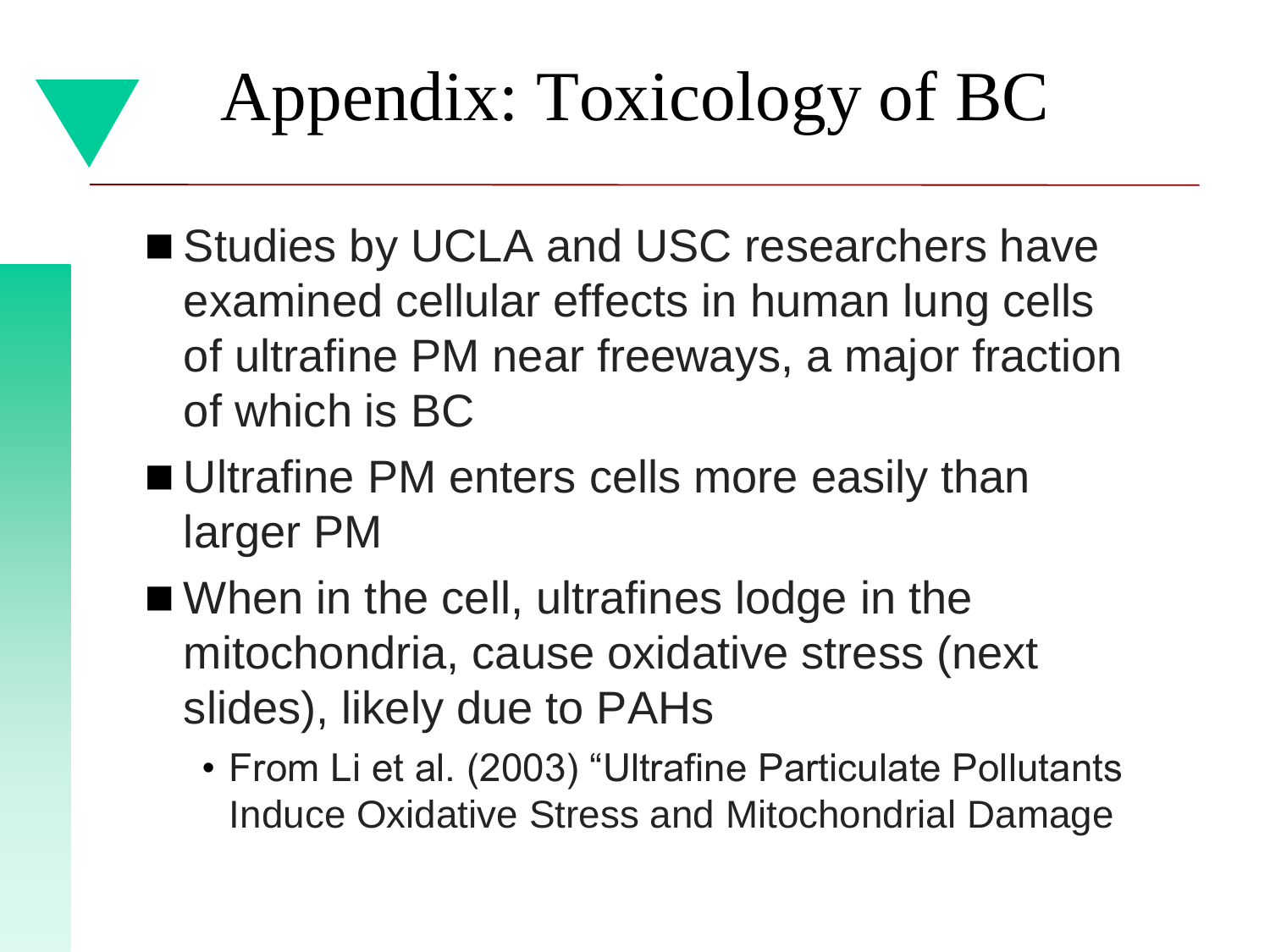# Appendix: Toxicology of BC

- Studies by UCLA and USC researchers have examined cellular effects in human lung cells of ultrafine PM near freeways, a major fraction of which is BC
- Ultrafine PM enters cells more easily than larger PM
- When in the cell, ultrafines lodge in the mitochondria, cause oxidative stress (next slides), likely due to PAHs
  - From Li et al. (2003) “Ultrafine Particulate Pollutants Induce Oxidative Stress and Mitochondrial Damage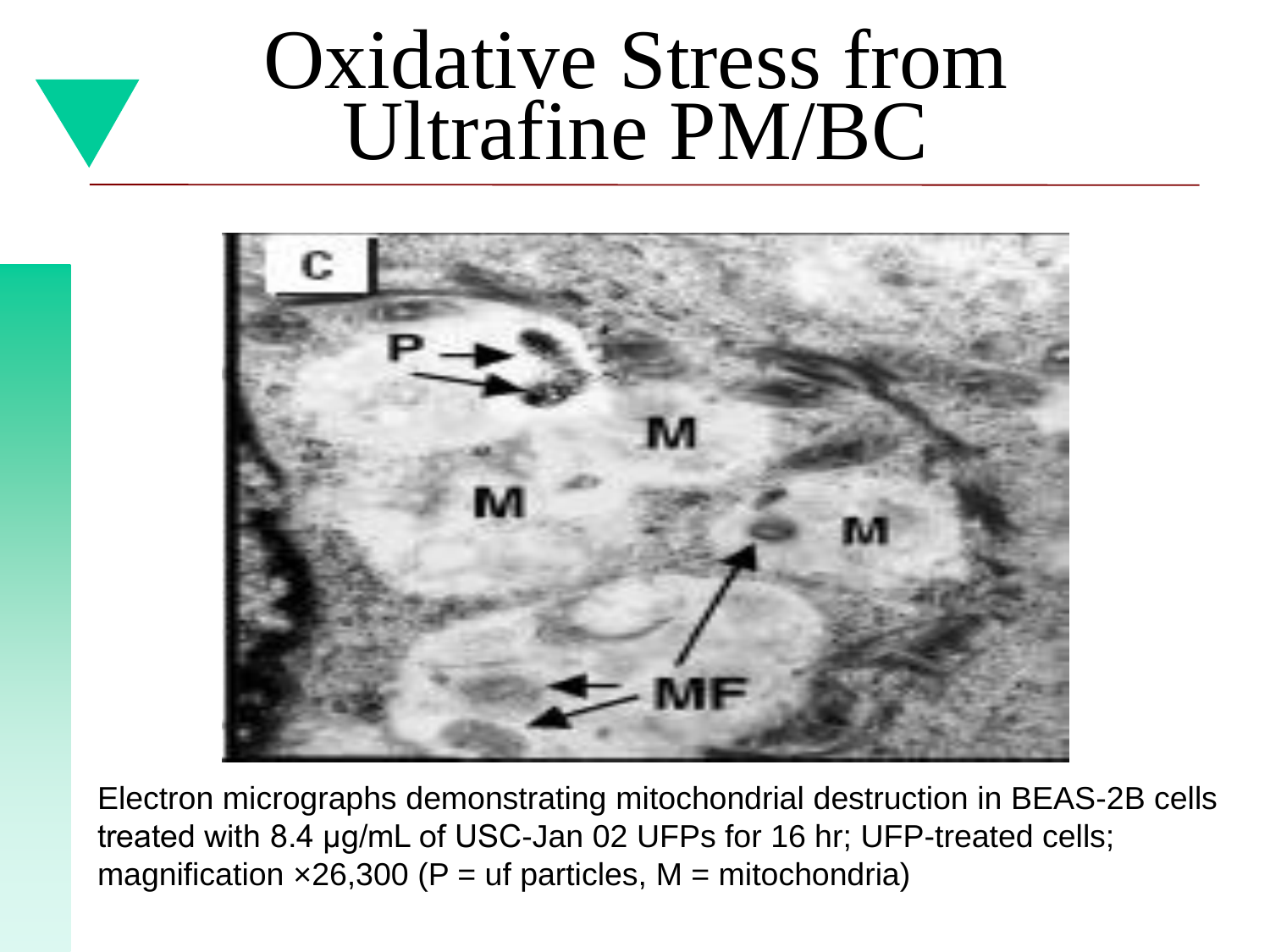# Oxidative Stress from Ultrafine PM/BC

Electron micrographs demonstrating mitochondrial destruction in BEAS-2B cells treated with 8.4 µg/mL of USC-Jan 02 UFPs for 16 hr; UFP-treated cells; magnification ×26,300 (P = uf particles, M = mitochondria)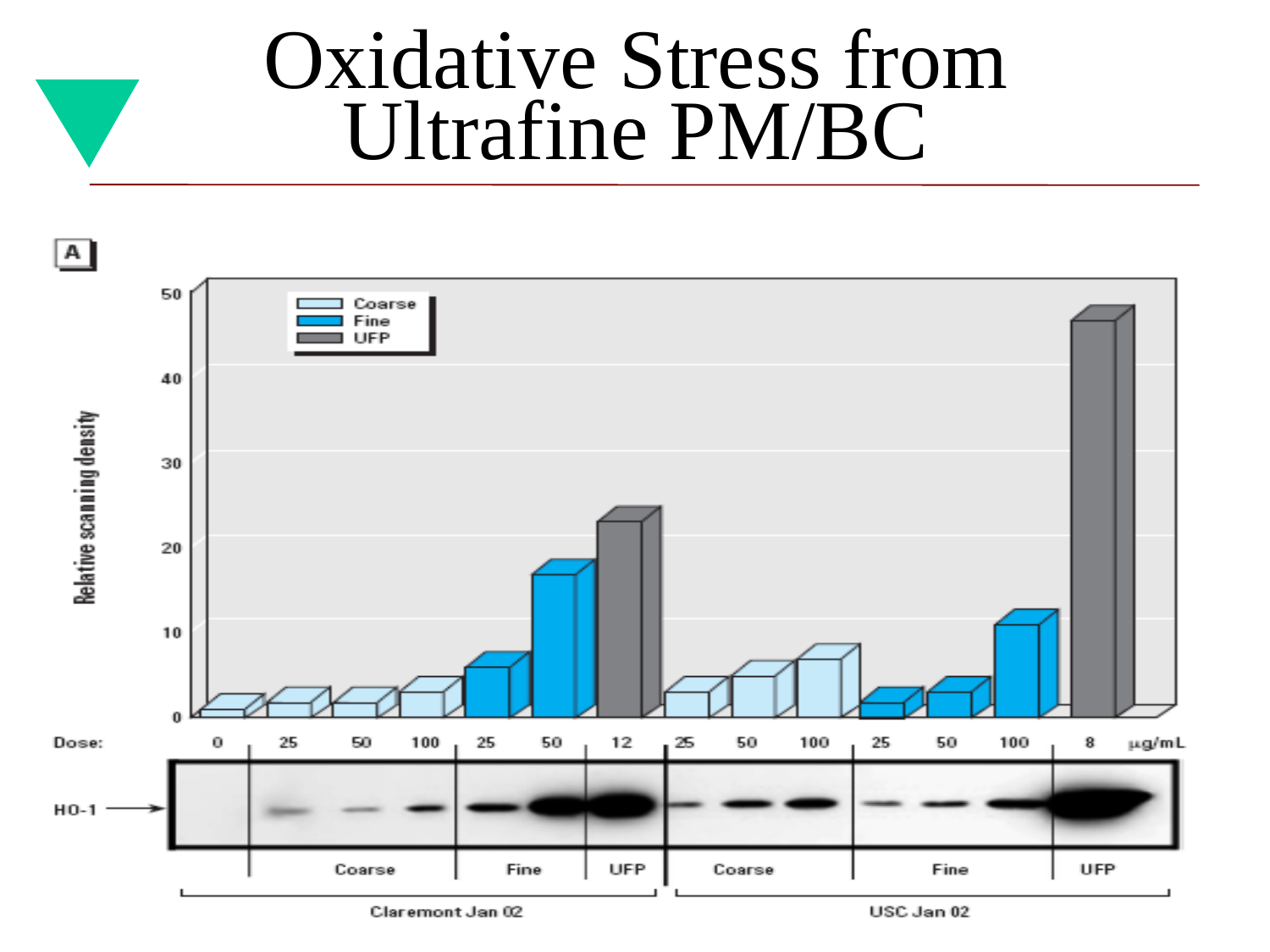# Oxidative Stress from Ultrafine PM/BC

A

Relative scanning density

- Coarse
- Fine
- UFP

| Dose: | 0 | 25 | 50 | 100 | 25 | 50 | 12 | 25 | 50 | 100 | 25 | 50 | 100 | 8 | µg/mL |
|---|---|---|---|---|---|---|---|---|---|---|---|---|---|---|---|

HO-1 →

| | Coarse | Fine | UFP | Coarse | Fine | UFP |
|---|---|---|---|---|---|---|

Claremont Jan 02 | USC Jan 02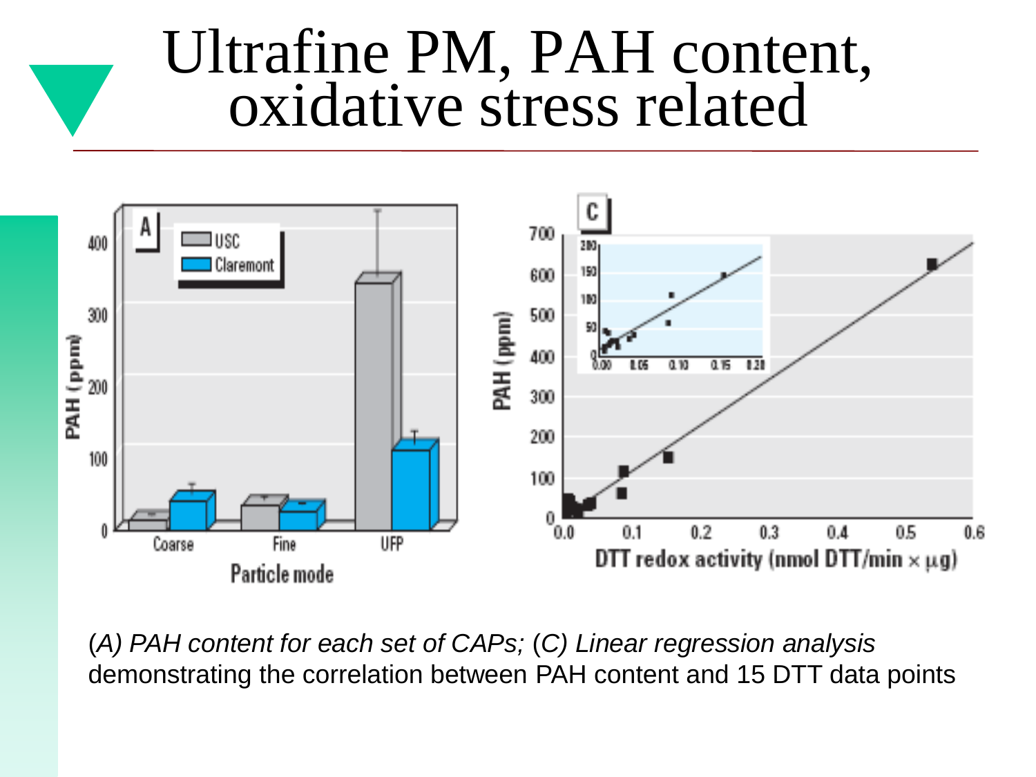# Ultrafine PM, PAH content, oxidative stress related

(*A) PAH content for each set of CAPs;* (*C) Linear regression analysis* demonstrating the correlation between PAH content and 15 DTT data points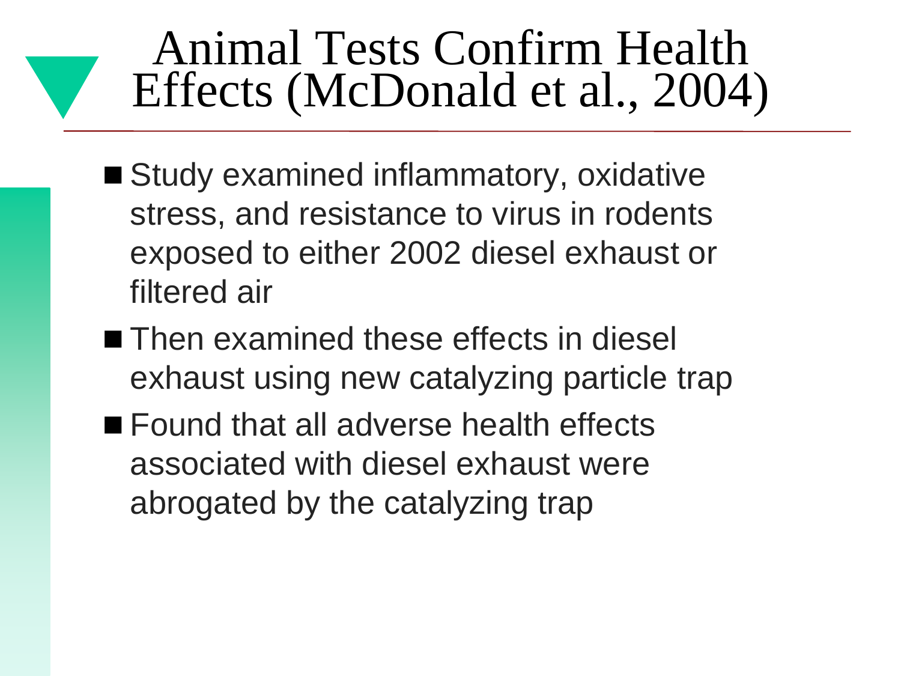# Animal Tests Confirm Health Effects (McDonald et al., 2004)

- Study examined inflammatory, oxidative stress, and resistance to virus in rodents exposed to either 2002 diesel exhaust or filtered air
- Then examined these effects in diesel exhaust using new catalyzing particle trap
- Found that all adverse health effects associated with diesel exhaust were abrogated by the catalyzing trap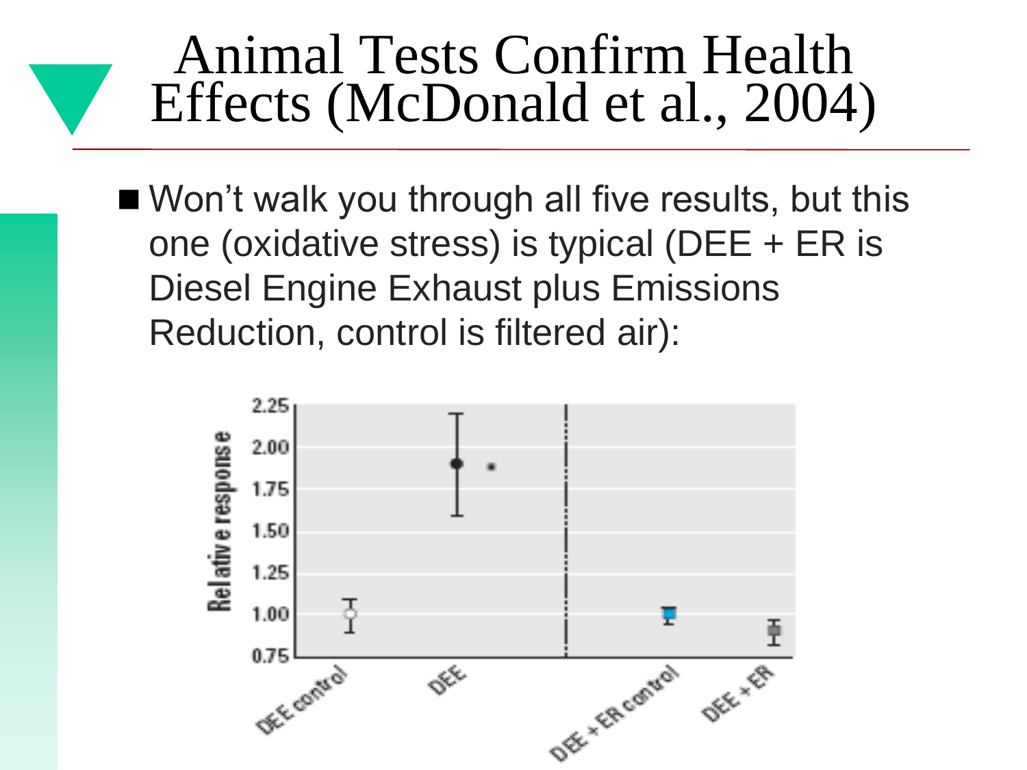# Animal Tests Confirm Health Effects (McDonald et al., 2004)

- Won't walk you through all five results, but this one (oxidative stress) is typical (DEE + ER is Diesel Engine Exhaust plus Emissions Reduction, control is filtered air):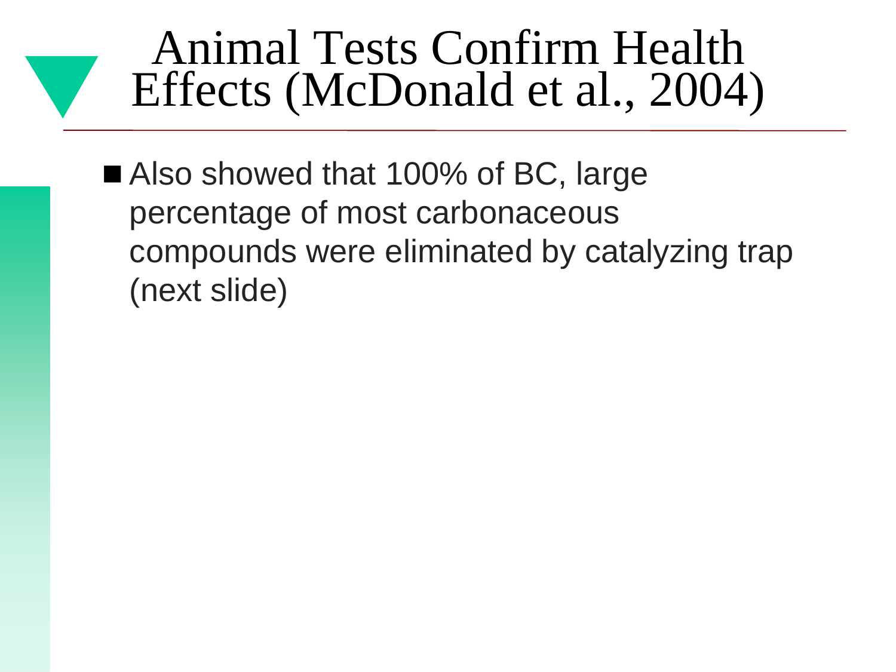# Animal Tests Confirm Health Effects (McDonald et al., 2004)

- Also showed that 100% of BC, large percentage of most carbonaceous compounds were eliminated by catalyzing trap (next slide)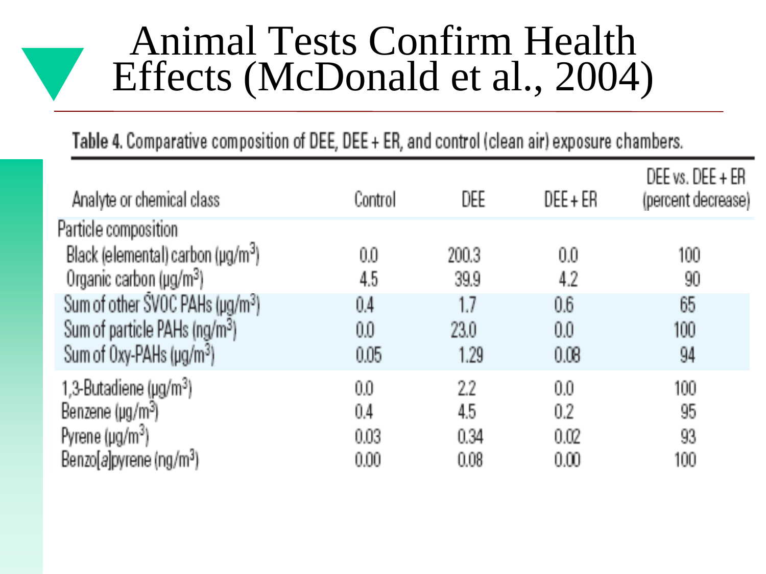# Animal Tests Confirm Health Effects (McDonald et al., 2004)

**Table 4.** Comparative composition of DEE, DEE + ER, and control (clean air) exposure chambers.

| Analyte or chemical class | Control | DEE | DEE + ER | DEE vs. DEE + ER (percent decrease) |
|---|---|---|---|---|
| Particle composition | | | | |
| Black (elemental) carbon (μg/m$^3$) | 0.0 | 200.3 | 0.0 | 100 |
| Organic carbon (μg/m$^3$) | 4.5 | 39.9 | 4.2 | 90 |
| Sum of other SVOC PAHs (μg/m$^3$) | 0.4 | 1.7 | 0.6 | 65 |
| Sum of particle PAHs (ng/m$^3$) | 0.0 | 23.0 | 0.0 | 100 |
| Sum of Oxy-PAHs (μg/m$^3$) | 0.05 | 1.29 | 0.08 | 94 |
| 1,3-Butadiene (μg/m$^3$) | 0.0 | 2.2 | 0.0 | 100 |
| Benzene (μg/m$^3$) | 0.4 | 4.5 | 0.2 | 95 |
| Pyrene (μg/m$^3$) | 0.03 | 0.34 | 0.02 | 93 |
| Benzo[*a*]pyrene (ng/m$^3$) | 0.00 | 0.08 | 0.00 | 100 |